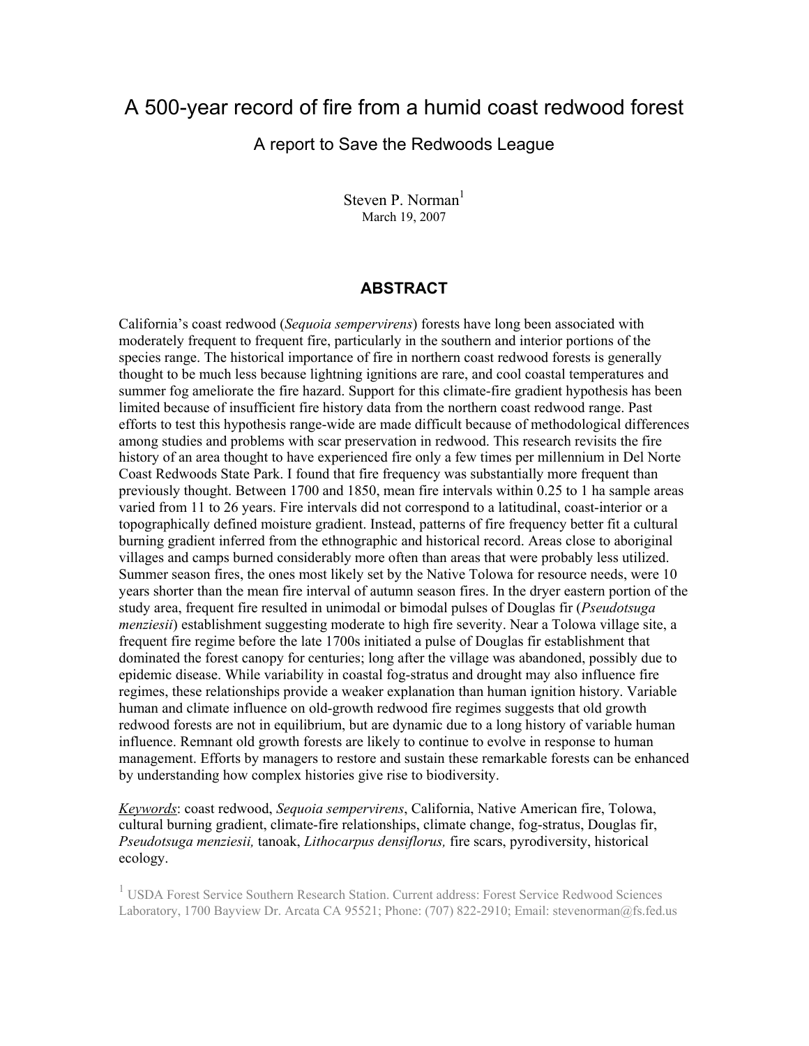# A 500-year record of fire from a humid coast redwood forest

## A report to Save the Redwoods League

Steven P. Norman[1]
March 19, 2007

### ABSTRACT

California's coast redwood (*Sequoia sempervirens*) forests have long been associated with moderately frequent to frequent fire, particularly in the southern and interior portions of the species range. The historical importance of fire in northern coast redwood forests is generally thought to be much less because lightning ignitions are rare, and cool coastal temperatures and summer fog ameliorate the fire hazard. Support for this climate-fire gradient hypothesis has been limited because of insufficient fire history data from the northern coast redwood range. Past efforts to test this hypothesis range-wide are made difficult because of methodological differences among studies and problems with scar preservation in redwood. This research revisits the fire history of an area thought to have experienced fire only a few times per millennium in Del Norte Coast Redwoods State Park. I found that fire frequency was substantially more frequent than previously thought. Between 1700 and 1850, mean fire intervals within 0.25 to 1 ha sample areas varied from 11 to 26 years. Fire intervals did not correspond to a latitudinal, coast-interior or a topographically defined moisture gradient. Instead, patterns of fire frequency better fit a cultural burning gradient inferred from the ethnographic and historical record. Areas close to aboriginal villages and camps burned considerably more often than areas that were probably less utilized. Summer season fires, the ones most likely set by the Native Tolowa for resource needs, were 10 years shorter than the mean fire interval of autumn season fires. In the dryer eastern portion of the study area, frequent fire resulted in unimodal or bimodal pulses of Douglas fir (*Pseudotsuga menziesii*) establishment suggesting moderate to high fire severity. Near a Tolowa village site, a frequent fire regime before the late 1700s initiated a pulse of Douglas fir establishment that dominated the forest canopy for centuries; long after the village was abandoned, possibly due to epidemic disease. While variability in coastal fog-stratus and drought may also influence fire regimes, these relationships provide a weaker explanation than human ignition history. Variable human and climate influence on old-growth redwood fire regimes suggests that old growth redwood forests are not in equilibrium, but are dynamic due to a long history of variable human influence. Remnant old growth forests are likely to continue to evolve in response to human management. Efforts by managers to restore and sustain these remarkable forests can be enhanced by understanding how complex histories give rise to biodiversity.

*Keywords*: coast redwood, *Sequoia sempervirens*, California, Native American fire, Tolowa, cultural burning gradient, climate-fire relationships, climate change, fog-stratus, Douglas fir, *Pseudotsuga menziesii,* tanoak, *Lithocarpus densiflorus,* fire scars, pyrodiversity, historical ecology.

[1] USDA Forest Service Southern Research Station. Current address: Forest Service Redwood Sciences Laboratory, 1700 Bayview Dr. Arcata CA 95521; Phone: (707) 822-2910; Email: stevennorman@fs.fed.us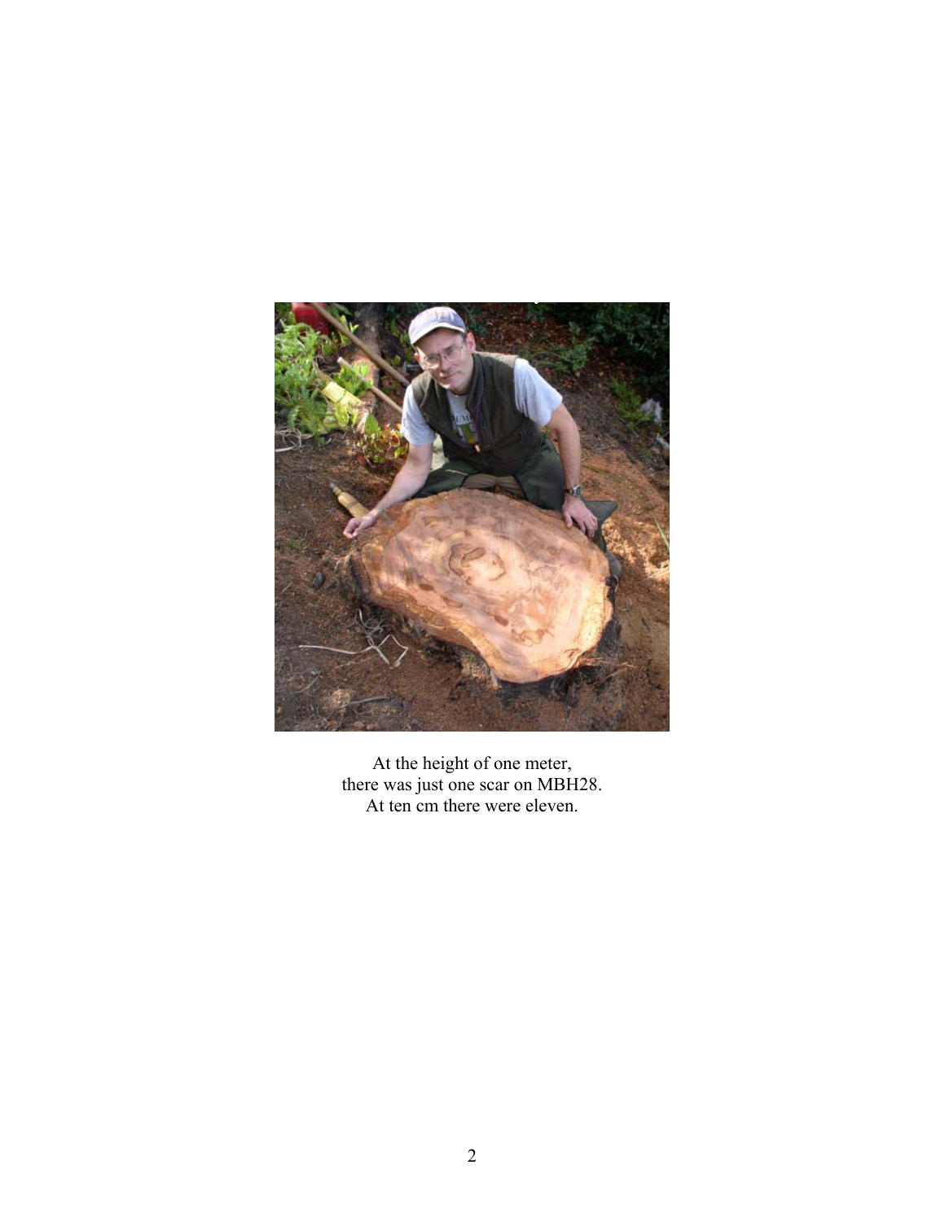At the height of one meter,
there was just one scar on MBH28.
At ten cm there were eleven.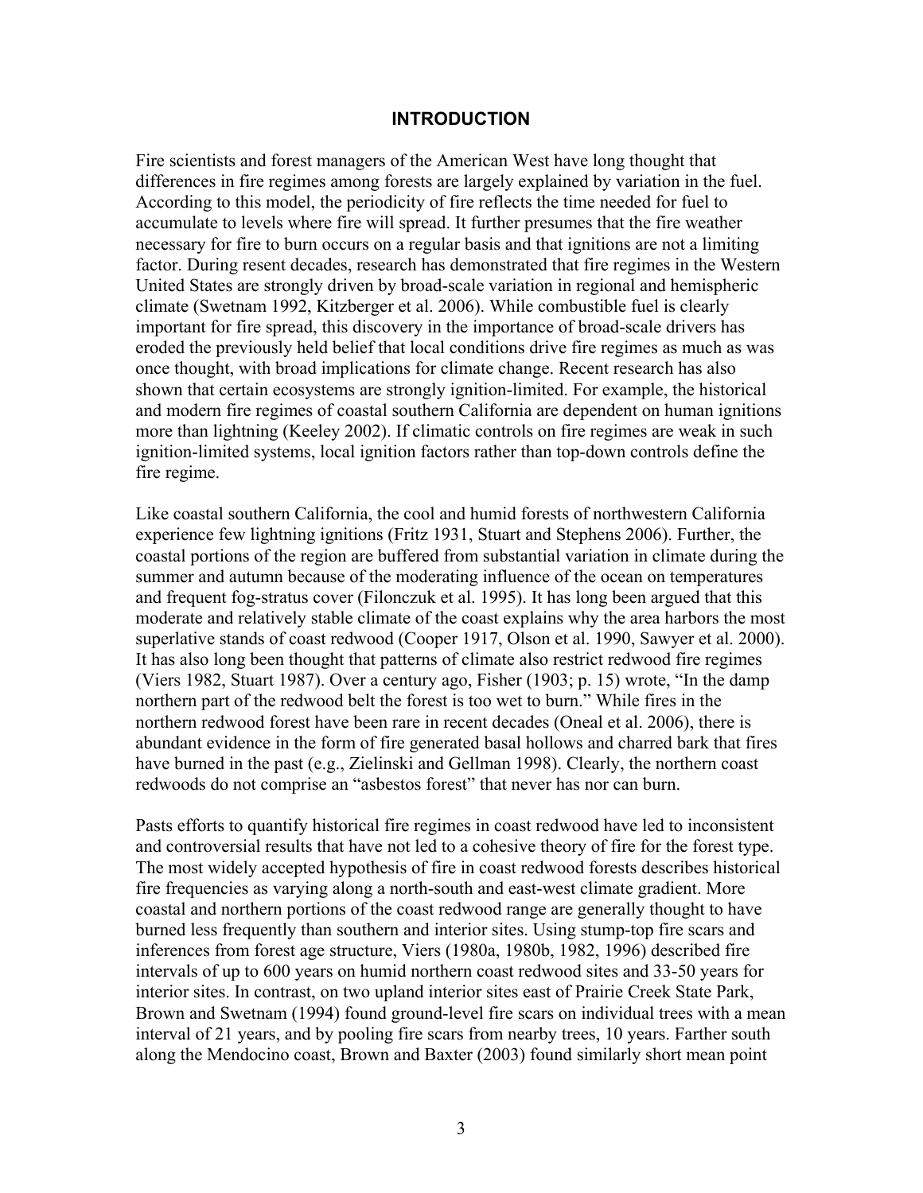## INTRODUCTION

Fire scientists and forest managers of the American West have long thought that differences in fire regimes among forests are largely explained by variation in the fuel. According to this model, the periodicity of fire reflects the time needed for fuel to accumulate to levels where fire will spread. It further presumes that the fire weather necessary for fire to burn occurs on a regular basis and that ignitions are not a limiting factor. During resent decades, research has demonstrated that fire regimes in the Western United States are strongly driven by broad-scale variation in regional and hemispheric climate (Swetnam 1992, Kitzberger et al. 2006). While combustible fuel is clearly important for fire spread, this discovery in the importance of broad-scale drivers has eroded the previously held belief that local conditions drive fire regimes as much as was once thought, with broad implications for climate change. Recent research has also shown that certain ecosystems are strongly ignition-limited. For example, the historical and modern fire regimes of coastal southern California are dependent on human ignitions more than lightning (Keeley 2002). If climatic controls on fire regimes are weak in such ignition-limited systems, local ignition factors rather than top-down controls define the fire regime.

Like coastal southern California, the cool and humid forests of northwestern California experience few lightning ignitions (Fritz 1931, Stuart and Stephens 2006). Further, the coastal portions of the region are buffered from substantial variation in climate during the summer and autumn because of the moderating influence of the ocean on temperatures and frequent fog-stratus cover (Filonczuk et al. 1995). It has long been argued that this moderate and relatively stable climate of the coast explains why the area harbors the most superlative stands of coast redwood (Cooper 1917, Olson et al. 1990, Sawyer et al. 2000). It has also long been thought that patterns of climate also restrict redwood fire regimes (Viers 1982, Stuart 1987). Over a century ago, Fisher (1903; p. 15) wrote, "In the damp northern part of the redwood belt the forest is too wet to burn." While fires in the northern redwood forest have been rare in recent decades (Oneal et al. 2006), there is abundant evidence in the form of fire generated basal hollows and charred bark that fires have burned in the past (e.g., Zielinski and Gellman 1998). Clearly, the northern coast redwoods do not comprise an "asbestos forest" that never has nor can burn.

Pasts efforts to quantify historical fire regimes in coast redwood have led to inconsistent and controversial results that have not led to a cohesive theory of fire for the forest type. The most widely accepted hypothesis of fire in coast redwood forests describes historical fire frequencies as varying along a north-south and east-west climate gradient. More coastal and northern portions of the coast redwood range are generally thought to have burned less frequently than southern and interior sites. Using stump-top fire scars and inferences from forest age structure, Viers (1980a, 1980b, 1982, 1996) described fire intervals of up to 600 years on humid northern coast redwood sites and 33-50 years for interior sites. In contrast, on two upland interior sites east of Prairie Creek State Park, Brown and Swetnam (1994) found ground-level fire scars on individual trees with a mean interval of 21 years, and by pooling fire scars from nearby trees, 10 years. Farther south along the Mendocino coast, Brown and Baxter (2003) found similarly short mean point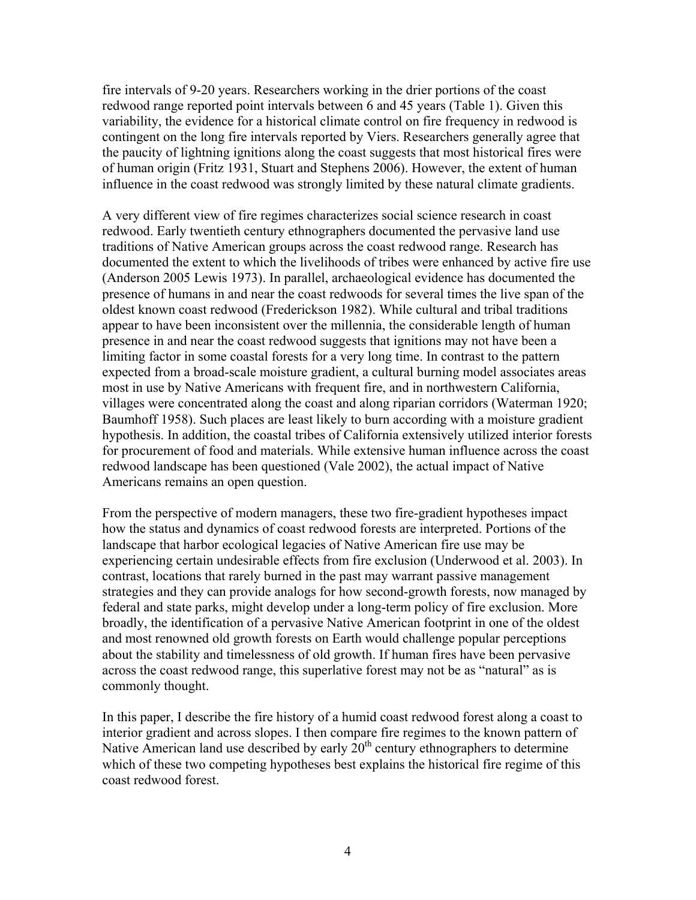fire intervals of 9-20 years. Researchers working in the drier portions of the coast redwood range reported point intervals between 6 and 45 years (Table 1). Given this variability, the evidence for a historical climate control on fire frequency in redwood is contingent on the long fire intervals reported by Viers. Researchers generally agree that the paucity of lightning ignitions along the coast suggests that most historical fires were of human origin (Fritz 1931, Stuart and Stephens 2006). However, the extent of human influence in the coast redwood was strongly limited by these natural climate gradients.

A very different view of fire regimes characterizes social science research in coast redwood. Early twentieth century ethnographers documented the pervasive land use traditions of Native American groups across the coast redwood range. Research has documented the extent to which the livelihoods of tribes were enhanced by active fire use (Anderson 2005 Lewis 1973). In parallel, archaeological evidence has documented the presence of humans in and near the coast redwoods for several times the live span of the oldest known coast redwood (Frederickson 1982). While cultural and tribal traditions appear to have been inconsistent over the millennia, the considerable length of human presence in and near the coast redwood suggests that ignitions may not have been a limiting factor in some coastal forests for a very long time. In contrast to the pattern expected from a broad-scale moisture gradient, a cultural burning model associates areas most in use by Native Americans with frequent fire, and in northwestern California, villages were concentrated along the coast and along riparian corridors (Waterman 1920; Baumhoff 1958). Such places are least likely to burn according with a moisture gradient hypothesis. In addition, the coastal tribes of California extensively utilized interior forests for procurement of food and materials. While extensive human influence across the coast redwood landscape has been questioned (Vale 2002), the actual impact of Native Americans remains an open question.

From the perspective of modern managers, these two fire-gradient hypotheses impact how the status and dynamics of coast redwood forests are interpreted. Portions of the landscape that harbor ecological legacies of Native American fire use may be experiencing certain undesirable effects from fire exclusion (Underwood et al. 2003). In contrast, locations that rarely burned in the past may warrant passive management strategies and they can provide analogs for how second-growth forests, now managed by federal and state parks, might develop under a long-term policy of fire exclusion. More broadly, the identification of a pervasive Native American footprint in one of the oldest and most renowned old growth forests on Earth would challenge popular perceptions about the stability and timelessness of old growth. If human fires have been pervasive across the coast redwood range, this superlative forest may not be as "natural" as is commonly thought.

In this paper, I describe the fire history of a humid coast redwood forest along a coast to interior gradient and across slopes. I then compare fire regimes to the known pattern of Native American land use described by early 20th century ethnographers to determine which of these two competing hypotheses best explains the historical fire regime of this coast redwood forest.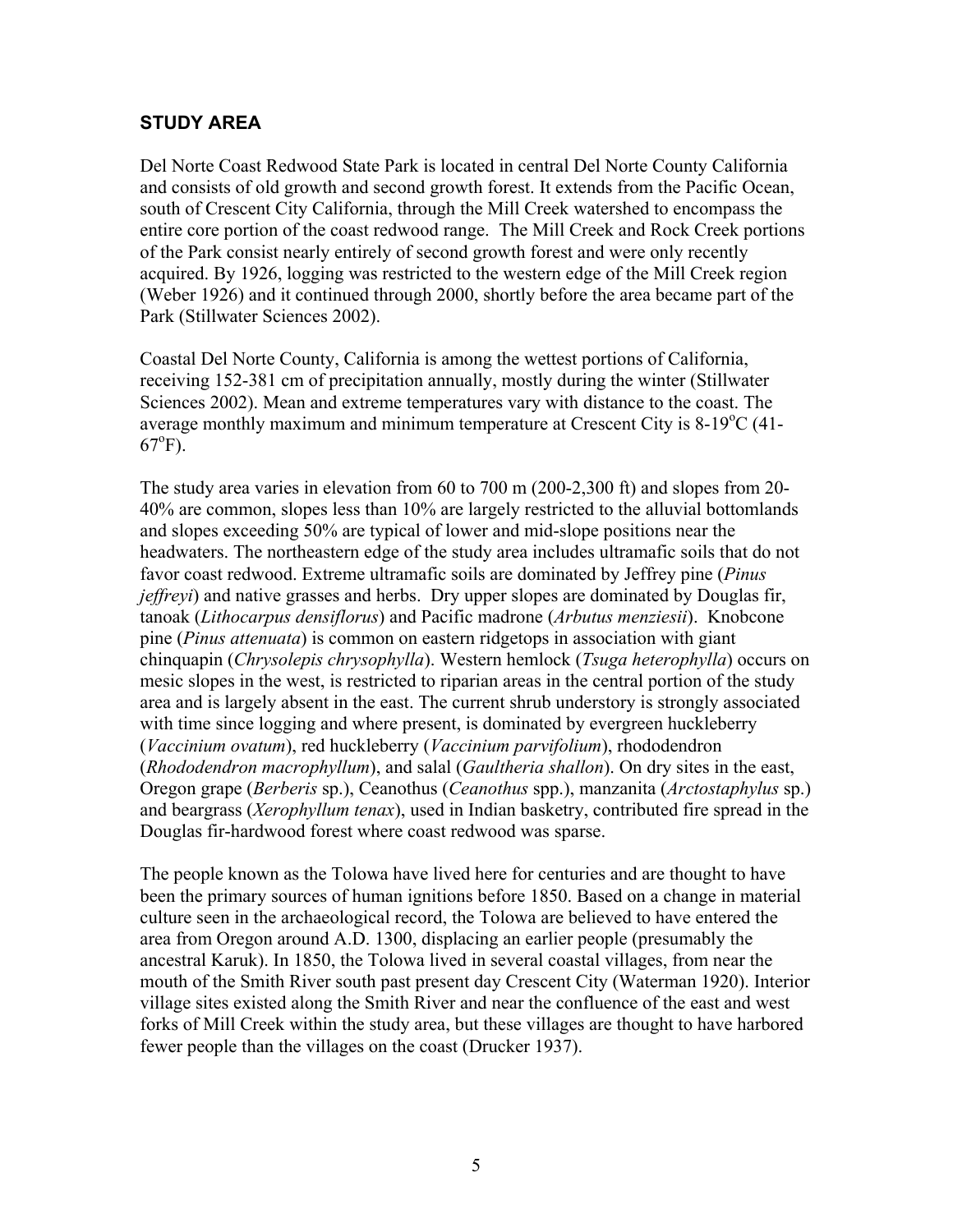## STUDY AREA

Del Norte Coast Redwood State Park is located in central Del Norte County California and consists of old growth and second growth forest. It extends from the Pacific Ocean, south of Crescent City California, through the Mill Creek watershed to encompass the entire core portion of the coast redwood range. The Mill Creek and Rock Creek portions of the Park consist nearly entirely of second growth forest and were only recently acquired. By 1926, logging was restricted to the western edge of the Mill Creek region (Weber 1926) and it continued through 2000, shortly before the area became part of the Park (Stillwater Sciences 2002).

Coastal Del Norte County, California is among the wettest portions of California, receiving 152-381 cm of precipitation annually, mostly during the winter (Stillwater Sciences 2002). Mean and extreme temperatures vary with distance to the coast. The average monthly maximum and minimum temperature at Crescent City is 8-19$^{o}$C (41-67$^{o}$F).

The study area varies in elevation from 60 to 700 m (200-2,300 ft) and slopes from 20-40% are common, slopes less than 10% are largely restricted to the alluvial bottomlands and slopes exceeding 50% are typical of lower and mid-slope positions near the headwaters. The northeastern edge of the study area includes ultramafic soils that do not favor coast redwood. Extreme ultramafic soils are dominated by Jeffrey pine (*Pinus jeffreyi*) and native grasses and herbs. Dry upper slopes are dominated by Douglas fir, tanoak (*Lithocarpus densiflorus*) and Pacific madrone (*Arbutus menziesii*). Knobcone pine (*Pinus attenuata*) is common on eastern ridgetops in association with giant chinquapin (*Chrysolepis chrysophylla*). Western hemlock (*Tsuga heterophylla*) occurs on mesic slopes in the west, is restricted to riparian areas in the central portion of the study area and is largely absent in the east. The current shrub understory is strongly associated with time since logging and where present, is dominated by evergreen huckleberry (*Vaccinium ovatum*), red huckleberry (*Vaccinium parvifolium*), rhododendron (*Rhododendron macrophyllum*), and salal (*Gaultheria shallon*). On dry sites in the east, Oregon grape (*Berberis* sp.), Ceanothus (*Ceanothus* spp.), manzanita (*Arctostaphylus* sp.) and beargrass (*Xerophyllum tenax*), used in Indian basketry, contributed fire spread in the Douglas fir-hardwood forest where coast redwood was sparse.

The people known as the Tolowa have lived here for centuries and are thought to have been the primary sources of human ignitions before 1850. Based on a change in material culture seen in the archaeological record, the Tolowa are believed to have entered the area from Oregon around A.D. 1300, displacing an earlier people (presumably the ancestral Karuk). In 1850, the Tolowa lived in several coastal villages, from near the mouth of the Smith River south past present day Crescent City (Waterman 1920). Interior village sites existed along the Smith River and near the confluence of the east and west forks of Mill Creek within the study area, but these villages are thought to have harbored fewer people than the villages on the coast (Drucker 1937).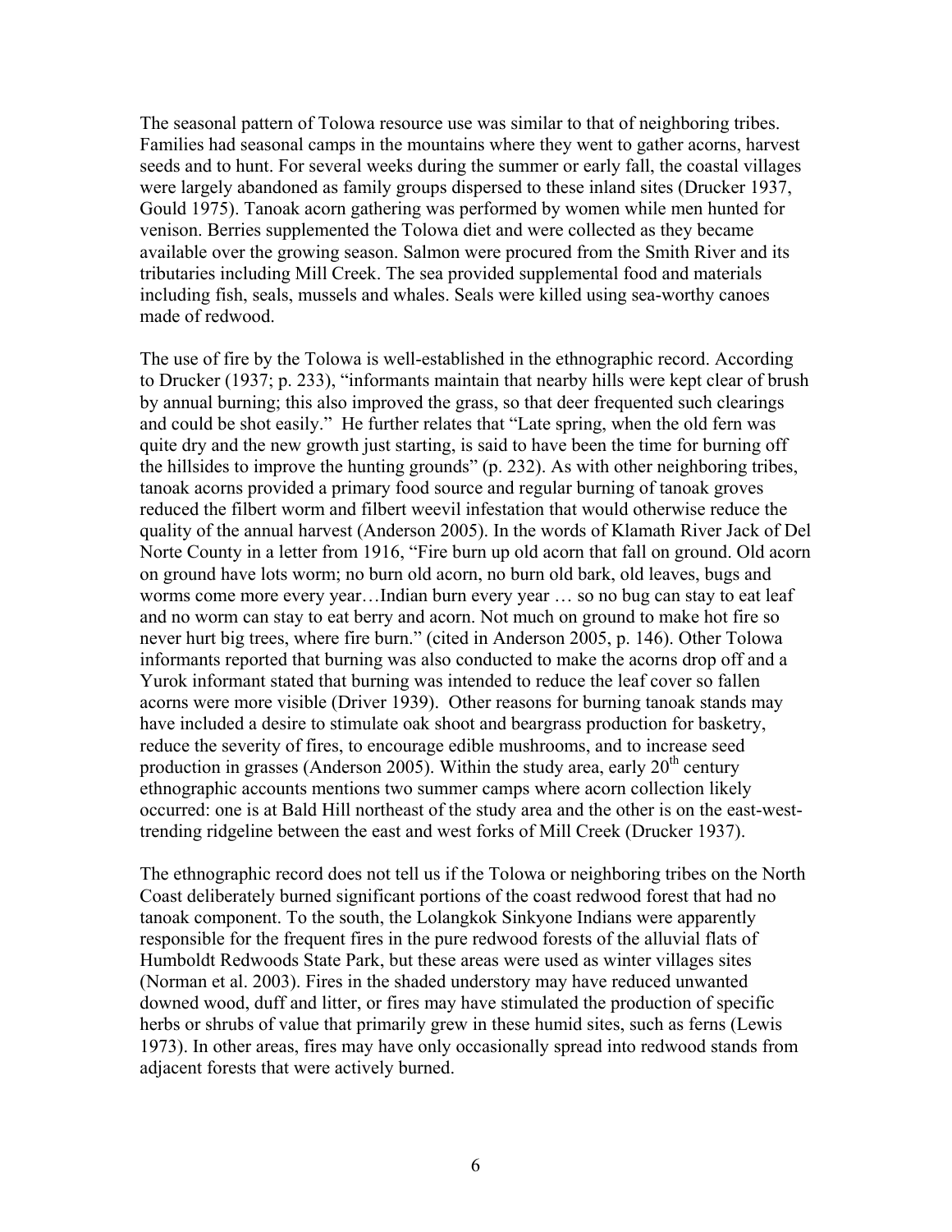The seasonal pattern of Tolowa resource use was similar to that of neighboring tribes. Families had seasonal camps in the mountains where they went to gather acorns, harvest seeds and to hunt. For several weeks during the summer or early fall, the coastal villages were largely abandoned as family groups dispersed to these inland sites (Drucker 1937, Gould 1975). Tanoak acorn gathering was performed by women while men hunted for venison. Berries supplemented the Tolowa diet and were collected as they became available over the growing season. Salmon were procured from the Smith River and its tributaries including Mill Creek. The sea provided supplemental food and materials including fish, seals, mussels and whales. Seals were killed using sea-worthy canoes made of redwood.

The use of fire by the Tolowa is well-established in the ethnographic record. According to Drucker (1937; p. 233), "informants maintain that nearby hills were kept clear of brush by annual burning; this also improved the grass, so that deer frequented such clearings and could be shot easily." He further relates that "Late spring, when the old fern was quite dry and the new growth just starting, is said to have been the time for burning off the hillsides to improve the hunting grounds" (p. 232). As with other neighboring tribes, tanoak acorns provided a primary food source and regular burning of tanoak groves reduced the filbert worm and filbert weevil infestation that would otherwise reduce the quality of the annual harvest (Anderson 2005). In the words of Klamath River Jack of Del Norte County in a letter from 1916, "Fire burn up old acorn that fall on ground. Old acorn on ground have lots worm; no burn old acorn, no burn old bark, old leaves, bugs and worms come more every year…Indian burn every year … so no bug can stay to eat leaf and no worm can stay to eat berry and acorn. Not much on ground to make hot fire so never hurt big trees, where fire burn." (cited in Anderson 2005, p. 146). Other Tolowa informants reported that burning was also conducted to make the acorns drop off and a Yurok informant stated that burning was intended to reduce the leaf cover so fallen acorns were more visible (Driver 1939). Other reasons for burning tanoak stands may have included a desire to stimulate oak shoot and beargrass production for basketry, reduce the severity of fires, to encourage edible mushrooms, and to increase seed production in grasses (Anderson 2005). Within the study area, early 20th century ethnographic accounts mentions two summer camps where acorn collection likely occurred: one is at Bald Hill northeast of the study area and the other is on the east-west-trending ridgeline between the east and west forks of Mill Creek (Drucker 1937).

The ethnographic record does not tell us if the Tolowa or neighboring tribes on the North Coast deliberately burned significant portions of the coast redwood forest that had no tanoak component. To the south, the Lolangkok Sinkyone Indians were apparently responsible for the frequent fires in the pure redwood forests of the alluvial flats of Humboldt Redwoods State Park, but these areas were used as winter villages sites (Norman et al. 2003). Fires in the shaded understory may have reduced unwanted downed wood, duff and litter, or fires may have stimulated the production of specific herbs or shrubs of value that primarily grew in these humid sites, such as ferns (Lewis 1973). In other areas, fires may have only occasionally spread into redwood stands from adjacent forests that were actively burned.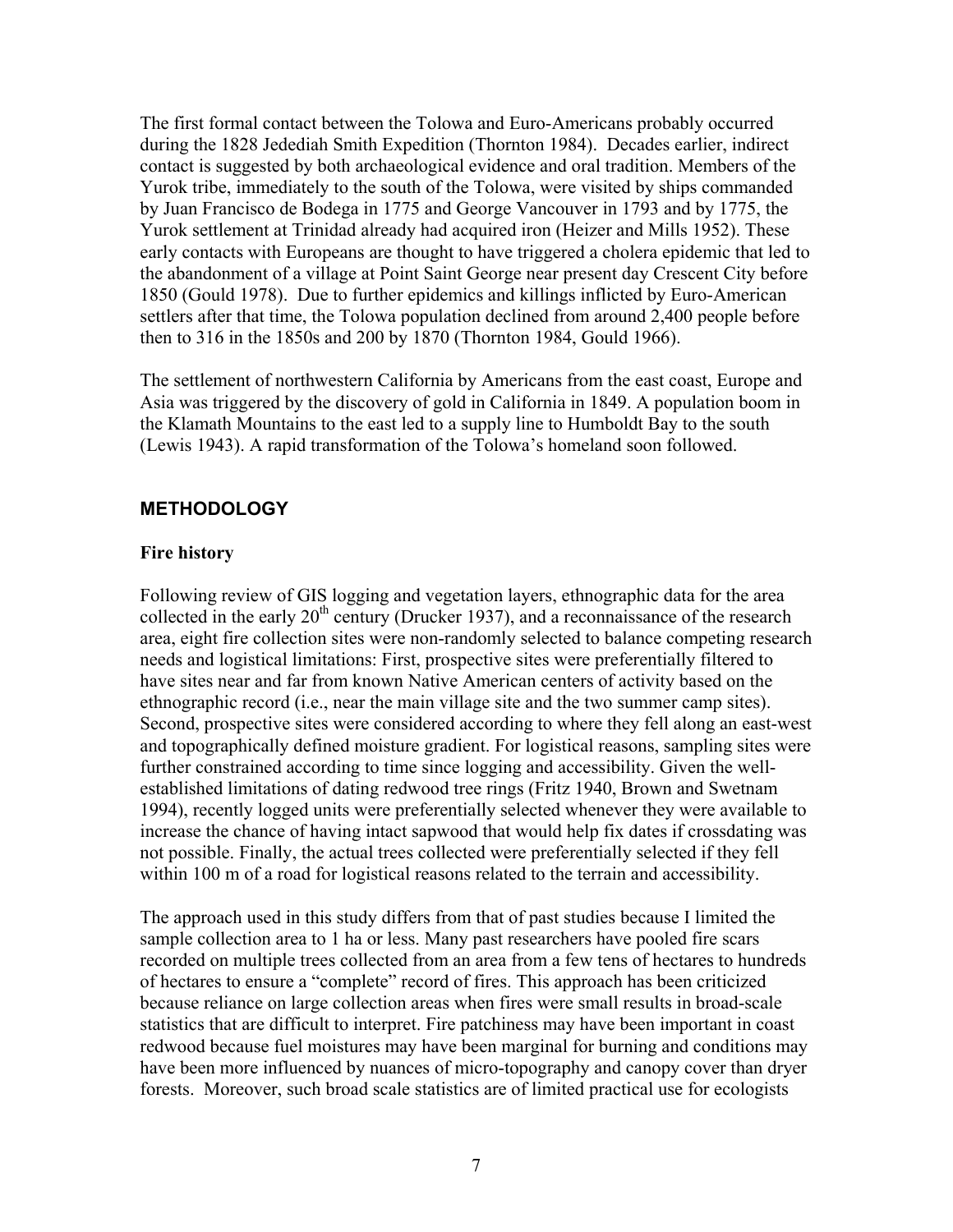The first formal contact between the Tolowa and Euro-Americans probably occurred during the 1828 Jedediah Smith Expedition (Thornton 1984). Decades earlier, indirect contact is suggested by both archaeological evidence and oral tradition. Members of the Yurok tribe, immediately to the south of the Tolowa, were visited by ships commanded by Juan Francisco de Bodega in 1775 and George Vancouver in 1793 and by 1775, the Yurok settlement at Trinidad already had acquired iron (Heizer and Mills 1952). These early contacts with Europeans are thought to have triggered a cholera epidemic that led to the abandonment of a village at Point Saint George near present day Crescent City before 1850 (Gould 1978). Due to further epidemics and killings inflicted by Euro-American settlers after that time, the Tolowa population declined from around 2,400 people before then to 316 in the 1850s and 200 by 1870 (Thornton 1984, Gould 1966).

The settlement of northwestern California by Americans from the east coast, Europe and Asia was triggered by the discovery of gold in California in 1849. A population boom in the Klamath Mountains to the east led to a supply line to Humboldt Bay to the south (Lewis 1943). A rapid transformation of the Tolowa's homeland soon followed.

## METHODOLOGY

### Fire history

Following review of GIS logging and vegetation layers, ethnographic data for the area collected in the early 20th century (Drucker 1937), and a reconnaissance of the research area, eight fire collection sites were non-randomly selected to balance competing research needs and logistical limitations: First, prospective sites were preferentially filtered to have sites near and far from known Native American centers of activity based on the ethnographic record (i.e., near the main village site and the two summer camp sites). Second, prospective sites were considered according to where they fell along an east-west and topographically defined moisture gradient. For logistical reasons, sampling sites were further constrained according to time since logging and accessibility. Given the well-established limitations of dating redwood tree rings (Fritz 1940, Brown and Swetnam 1994), recently logged units were preferentially selected whenever they were available to increase the chance of having intact sapwood that would help fix dates if crossdating was not possible. Finally, the actual trees collected were preferentially selected if they fell within 100 m of a road for logistical reasons related to the terrain and accessibility.

The approach used in this study differs from that of past studies because I limited the sample collection area to 1 ha or less. Many past researchers have pooled fire scars recorded on multiple trees collected from an area from a few tens of hectares to hundreds of hectares to ensure a "complete" record of fires. This approach has been criticized because reliance on large collection areas when fires were small results in broad-scale statistics that are difficult to interpret. Fire patchiness may have been important in coast redwood because fuel moistures may have been marginal for burning and conditions may have been more influenced by nuances of micro-topography and canopy cover than dryer forests. Moreover, such broad scale statistics are of limited practical use for ecologists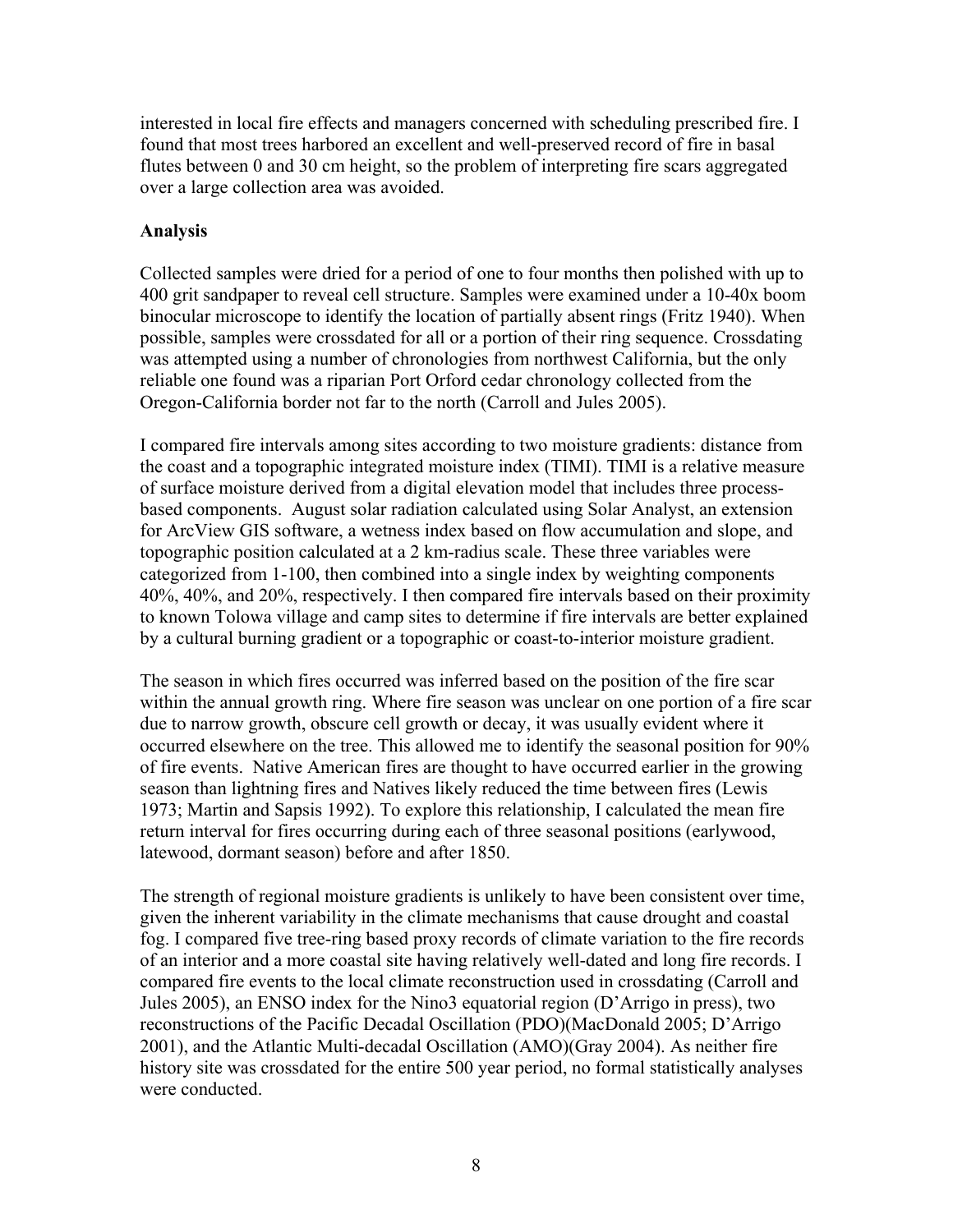interested in local fire effects and managers concerned with scheduling prescribed fire. I found that most trees harbored an excellent and well-preserved record of fire in basal flutes between 0 and 30 cm height, so the problem of interpreting fire scars aggregated over a large collection area was avoided.

### Analysis

Collected samples were dried for a period of one to four months then polished with up to 400 grit sandpaper to reveal cell structure. Samples were examined under a 10-40x boom binocular microscope to identify the location of partially absent rings (Fritz 1940). When possible, samples were crossdated for all or a portion of their ring sequence. Crossdating was attempted using a number of chronologies from northwest California, but the only reliable one found was a riparian Port Orford cedar chronology collected from the Oregon-California border not far to the north (Carroll and Jules 2005).

I compared fire intervals among sites according to two moisture gradients: distance from the coast and a topographic integrated moisture index (TIMI). TIMI is a relative measure of surface moisture derived from a digital elevation model that includes three process-based components. August solar radiation calculated using Solar Analyst, an extension for ArcView GIS software, a wetness index based on flow accumulation and slope, and topographic position calculated at a 2 km-radius scale. These three variables were categorized from 1-100, then combined into a single index by weighting components 40%, 40%, and 20%, respectively. I then compared fire intervals based on their proximity to known Tolowa village and camp sites to determine if fire intervals are better explained by a cultural burning gradient or a topographic or coast-to-interior moisture gradient.

The season in which fires occurred was inferred based on the position of the fire scar within the annual growth ring. Where fire season was unclear on one portion of a fire scar due to narrow growth, obscure cell growth or decay, it was usually evident where it occurred elsewhere on the tree. This allowed me to identify the seasonal position for 90% of fire events. Native American fires are thought to have occurred earlier in the growing season than lightning fires and Natives likely reduced the time between fires (Lewis 1973; Martin and Sapsis 1992). To explore this relationship, I calculated the mean fire return interval for fires occurring during each of three seasonal positions (earlywood, latewood, dormant season) before and after 1850.

The strength of regional moisture gradients is unlikely to have been consistent over time, given the inherent variability in the climate mechanisms that cause drought and coastal fog. I compared five tree-ring based proxy records of climate variation to the fire records of an interior and a more coastal site having relatively well-dated and long fire records. I compared fire events to the local climate reconstruction used in crossdating (Carroll and Jules 2005), an ENSO index for the Nino3 equatorial region (D'Arrigo in press), two reconstructions of the Pacific Decadal Oscillation (PDO)(MacDonald 2005; D'Arrigo 2001), and the Atlantic Multi-decadal Oscillation (AMO)(Gray 2004). As neither fire history site was crossdated for the entire 500 year period, no formal statistically analyses were conducted.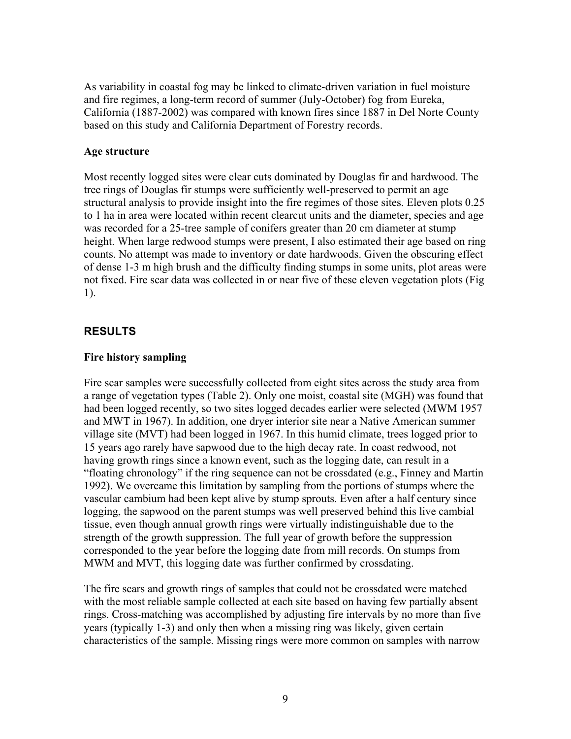As variability in coastal fog may be linked to climate-driven variation in fuel moisture and fire regimes, a long-term record of summer (July-October) fog from Eureka, California (1887-2002) was compared with known fires since 1887 in Del Norte County based on this study and California Department of Forestry records.

### Age structure

Most recently logged sites were clear cuts dominated by Douglas fir and hardwood. The tree rings of Douglas fir stumps were sufficiently well-preserved to permit an age structural analysis to provide insight into the fire regimes of those sites. Eleven plots 0.25 to 1 ha in area were located within recent clearcut units and the diameter, species and age was recorded for a 25-tree sample of conifers greater than 20 cm diameter at stump height. When large redwood stumps were present, I also estimated their age based on ring counts. No attempt was made to inventory or date hardwoods. Given the obscuring effect of dense 1-3 m high brush and the difficulty finding stumps in some units, plot areas were not fixed. Fire scar data was collected in or near five of these eleven vegetation plots (Fig 1).

## RESULTS

### Fire history sampling

Fire scar samples were successfully collected from eight sites across the study area from a range of vegetation types (Table 2). Only one moist, coastal site (MGH) was found that had been logged recently, so two sites logged decades earlier were selected (MWM 1957 and MWT in 1967). In addition, one dryer interior site near a Native American summer village site (MVT) had been logged in 1967. In this humid climate, trees logged prior to 15 years ago rarely have sapwood due to the high decay rate. In coast redwood, not having growth rings since a known event, such as the logging date, can result in a "floating chronology" if the ring sequence can not be crossdated (e.g., Finney and Martin 1992). We overcame this limitation by sampling from the portions of stumps where the vascular cambium had been kept alive by stump sprouts. Even after a half century since logging, the sapwood on the parent stumps was well preserved behind this live cambial tissue, even though annual growth rings were virtually indistinguishable due to the strength of the growth suppression. The full year of growth before the suppression corresponded to the year before the logging date from mill records. On stumps from MWM and MVT, this logging date was further confirmed by crossdating.

The fire scars and growth rings of samples that could not be crossdated were matched with the most reliable sample collected at each site based on having few partially absent rings. Cross-matching was accomplished by adjusting fire intervals by no more than five years (typically 1-3) and only then when a missing ring was likely, given certain characteristics of the sample. Missing rings were more common on samples with narrow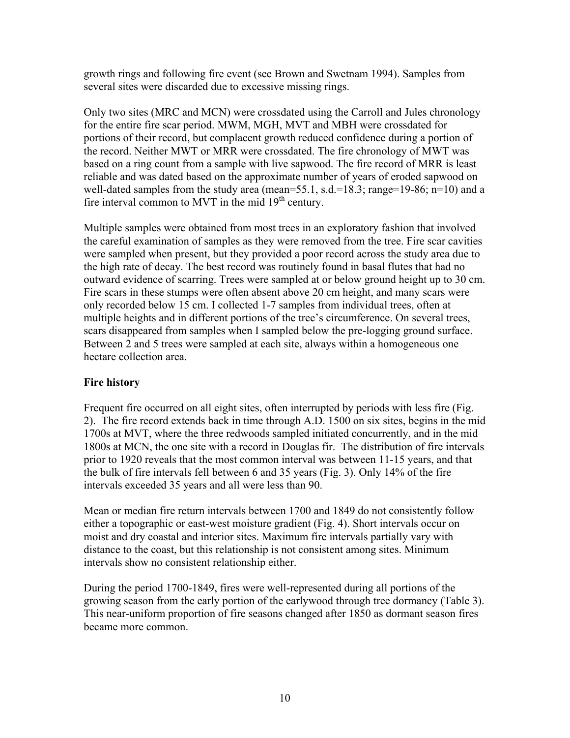growth rings and following fire event (see Brown and Swetnam 1994). Samples from several sites were discarded due to excessive missing rings.

Only two sites (MRC and MCN) were crossdated using the Carroll and Jules chronology for the entire fire scar period. MWM, MGH, MVT and MBH were crossdated for portions of their record, but complacent growth reduced confidence during a portion of the record. Neither MWT or MRR were crossdated. The fire chronology of MWT was based on a ring count from a sample with live sapwood. The fire record of MRR is least reliable and was dated based on the approximate number of years of eroded sapwood on well-dated samples from the study area (mean=55.1, s.d.=18.3; range=19-86; n=10) and a fire interval common to MVT in the mid 19th century.

Multiple samples were obtained from most trees in an exploratory fashion that involved the careful examination of samples as they were removed from the tree. Fire scar cavities were sampled when present, but they provided a poor record across the study area due to the high rate of decay. The best record was routinely found in basal flutes that had no outward evidence of scarring. Trees were sampled at or below ground height up to 30 cm. Fire scars in these stumps were often absent above 20 cm height, and many scars were only recorded below 15 cm. I collected 1-7 samples from individual trees, often at multiple heights and in different portions of the tree's circumference. On several trees, scars disappeared from samples when I sampled below the pre-logging ground surface. Between 2 and 5 trees were sampled at each site, always within a homogeneous one hectare collection area.

### Fire history

Frequent fire occurred on all eight sites, often interrupted by periods with less fire (Fig. 2). The fire record extends back in time through A.D. 1500 on six sites, begins in the mid 1700s at MVT, where the three redwoods sampled initiated concurrently, and in the mid 1800s at MCN, the one site with a record in Douglas fir. The distribution of fire intervals prior to 1920 reveals that the most common interval was between 11-15 years, and that the bulk of fire intervals fell between 6 and 35 years (Fig. 3). Only 14% of the fire intervals exceeded 35 years and all were less than 90.

Mean or median fire return intervals between 1700 and 1849 do not consistently follow either a topographic or east-west moisture gradient (Fig. 4). Short intervals occur on moist and dry coastal and interior sites. Maximum fire intervals partially vary with distance to the coast, but this relationship is not consistent among sites. Minimum intervals show no consistent relationship either.

During the period 1700-1849, fires were well-represented during all portions of the growing season from the early portion of the earlywood through tree dormancy (Table 3). This near-uniform proportion of fire seasons changed after 1850 as dormant season fires became more common.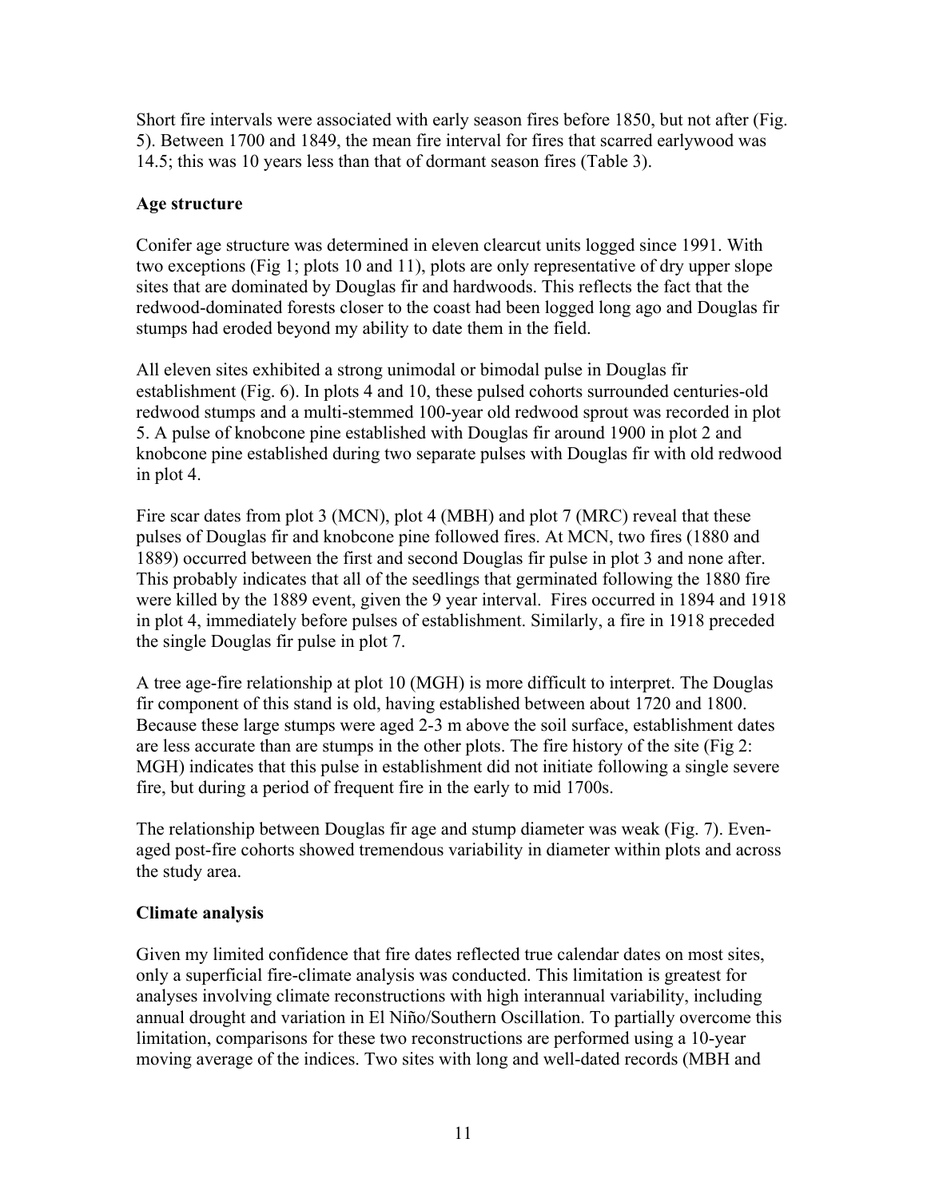Short fire intervals were associated with early season fires before 1850, but not after (Fig. 5). Between 1700 and 1849, the mean fire interval for fires that scarred earlywood was 14.5; this was 10 years less than that of dormant season fires (Table 3).

### Age structure

Conifer age structure was determined in eleven clearcut units logged since 1991. With two exceptions (Fig 1; plots 10 and 11), plots are only representative of dry upper slope sites that are dominated by Douglas fir and hardwoods. This reflects the fact that the redwood-dominated forests closer to the coast had been logged long ago and Douglas fir stumps had eroded beyond my ability to date them in the field.

All eleven sites exhibited a strong unimodal or bimodal pulse in Douglas fir establishment (Fig. 6). In plots 4 and 10, these pulsed cohorts surrounded centuries-old redwood stumps and a multi-stemmed 100-year old redwood sprout was recorded in plot 5. A pulse of knobcone pine established with Douglas fir around 1900 in plot 2 and knobcone pine established during two separate pulses with Douglas fir with old redwood in plot 4.

Fire scar dates from plot 3 (MCN), plot 4 (MBH) and plot 7 (MRC) reveal that these pulses of Douglas fir and knobcone pine followed fires. At MCN, two fires (1880 and 1889) occurred between the first and second Douglas fir pulse in plot 3 and none after. This probably indicates that all of the seedlings that germinated following the 1880 fire were killed by the 1889 event, given the 9 year interval. Fires occurred in 1894 and 1918 in plot 4, immediately before pulses of establishment. Similarly, a fire in 1918 preceded the single Douglas fir pulse in plot 7.

A tree age-fire relationship at plot 10 (MGH) is more difficult to interpret. The Douglas fir component of this stand is old, having established between about 1720 and 1800. Because these large stumps were aged 2-3 m above the soil surface, establishment dates are less accurate than are stumps in the other plots. The fire history of the site (Fig 2: MGH) indicates that this pulse in establishment did not initiate following a single severe fire, but during a period of frequent fire in the early to mid 1700s.

The relationship between Douglas fir age and stump diameter was weak (Fig. 7). Even-aged post-fire cohorts showed tremendous variability in diameter within plots and across the study area.

### Climate analysis

Given my limited confidence that fire dates reflected true calendar dates on most sites, only a superficial fire-climate analysis was conducted. This limitation is greatest for analyses involving climate reconstructions with high interannual variability, including annual drought and variation in El Niño/Southern Oscillation. To partially overcome this limitation, comparisons for these two reconstructions are performed using a 10-year moving average of the indices. Two sites with long and well-dated records (MBH and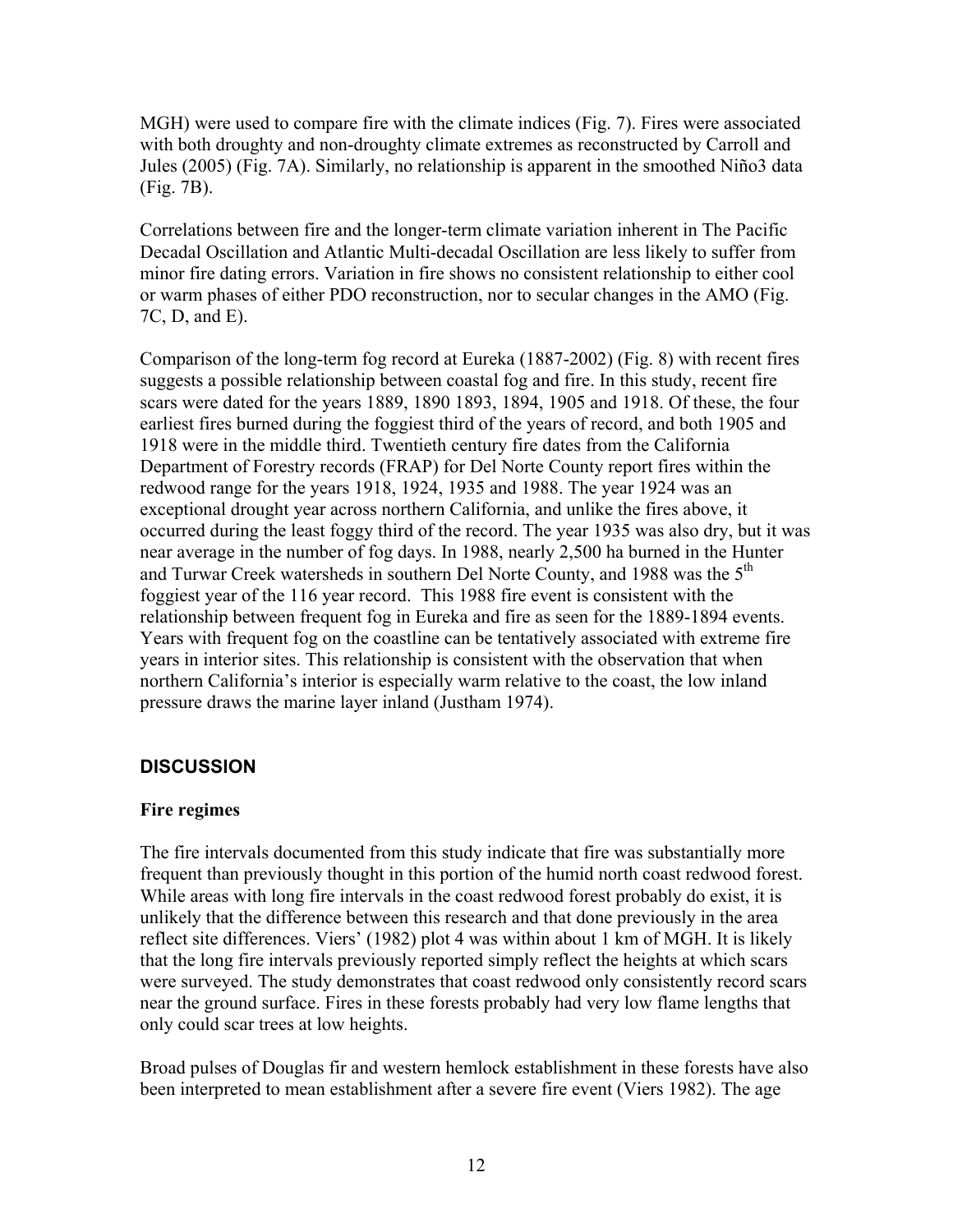MGH) were used to compare fire with the climate indices (Fig. 7). Fires were associated with both droughty and non-droughty climate extremes as reconstructed by Carroll and Jules (2005) (Fig. 7A). Similarly, no relationship is apparent in the smoothed Niño3 data (Fig. 7B).

Correlations between fire and the longer-term climate variation inherent in The Pacific Decadal Oscillation and Atlantic Multi-decadal Oscillation are less likely to suffer from minor fire dating errors. Variation in fire shows no consistent relationship to either cool or warm phases of either PDO reconstruction, nor to secular changes in the AMO (Fig. 7C, D, and E).

Comparison of the long-term fog record at Eureka (1887-2002) (Fig. 8) with recent fires suggests a possible relationship between coastal fog and fire. In this study, recent fire scars were dated for the years 1889, 1890 1893, 1894, 1905 and 1918. Of these, the four earliest fires burned during the foggiest third of the years of record, and both 1905 and 1918 were in the middle third. Twentieth century fire dates from the California Department of Forestry records (FRAP) for Del Norte County report fires within the redwood range for the years 1918, 1924, 1935 and 1988. The year 1924 was an exceptional drought year across northern California, and unlike the fires above, it occurred during the least foggy third of the record. The year 1935 was also dry, but it was near average in the number of fog days. In 1988, nearly 2,500 ha burned in the Hunter and Turwar Creek watersheds in southern Del Norte County, and 1988 was the 5th foggiest year of the 116 year record. This 1988 fire event is consistent with the relationship between frequent fog in Eureka and fire as seen for the 1889-1894 events. Years with frequent fog on the coastline can be tentatively associated with extreme fire years in interior sites. This relationship is consistent with the observation that when northern California's interior is especially warm relative to the coast, the low inland pressure draws the marine layer inland (Justham 1974).

## DISCUSSION

### Fire regimes

The fire intervals documented from this study indicate that fire was substantially more frequent than previously thought in this portion of the humid north coast redwood forest. While areas with long fire intervals in the coast redwood forest probably do exist, it is unlikely that the difference between this research and that done previously in the area reflect site differences. Viers' (1982) plot 4 was within about 1 km of MGH. It is likely that the long fire intervals previously reported simply reflect the heights at which scars were surveyed. The study demonstrates that coast redwood only consistently record scars near the ground surface. Fires in these forests probably had very low flame lengths that only could scar trees at low heights.

Broad pulses of Douglas fir and western hemlock establishment in these forests have also been interpreted to mean establishment after a severe fire event (Viers 1982). The age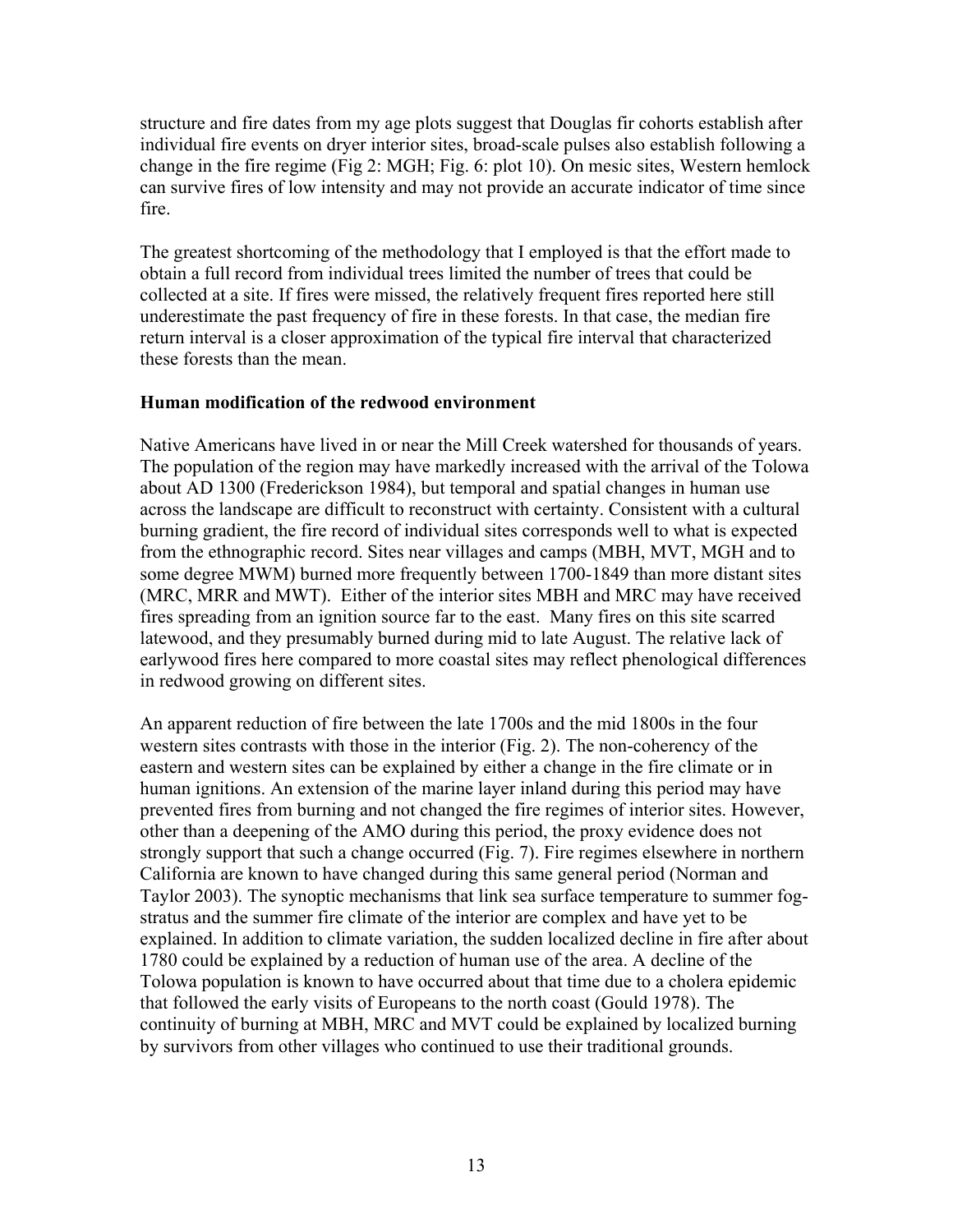structure and fire dates from my age plots suggest that Douglas fir cohorts establish after individual fire events on dryer interior sites, broad-scale pulses also establish following a change in the fire regime (Fig 2: MGH; Fig. 6: plot 10). On mesic sites, Western hemlock can survive fires of low intensity and may not provide an accurate indicator of time since fire.

The greatest shortcoming of the methodology that I employed is that the effort made to obtain a full record from individual trees limited the number of trees that could be collected at a site. If fires were missed, the relatively frequent fires reported here still underestimate the past frequency of fire in these forests. In that case, the median fire return interval is a closer approximation of the typical fire interval that characterized these forests than the mean.

### Human modification of the redwood environment

Native Americans have lived in or near the Mill Creek watershed for thousands of years. The population of the region may have markedly increased with the arrival of the Tolowa about AD 1300 (Frederickson 1984), but temporal and spatial changes in human use across the landscape are difficult to reconstruct with certainty. Consistent with a cultural burning gradient, the fire record of individual sites corresponds well to what is expected from the ethnographic record. Sites near villages and camps (MBH, MVT, MGH and to some degree MWM) burned more frequently between 1700-1849 than more distant sites (MRC, MRR and MWT). Either of the interior sites MBH and MRC may have received fires spreading from an ignition source far to the east. Many fires on this site scarred latewood, and they presumably burned during mid to late August. The relative lack of earlywood fires here compared to more coastal sites may reflect phenological differences in redwood growing on different sites.

An apparent reduction of fire between the late 1700s and the mid 1800s in the four western sites contrasts with those in the interior (Fig. 2). The non-coherency of the eastern and western sites can be explained by either a change in the fire climate or in human ignitions. An extension of the marine layer inland during this period may have prevented fires from burning and not changed the fire regimes of interior sites. However, other than a deepening of the AMO during this period, the proxy evidence does not strongly support that such a change occurred (Fig. 7). Fire regimes elsewhere in northern California are known to have changed during this same general period (Norman and Taylor 2003). The synoptic mechanisms that link sea surface temperature to summer fog-stratus and the summer fire climate of the interior are complex and have yet to be explained. In addition to climate variation, the sudden localized decline in fire after about 1780 could be explained by a reduction of human use of the area. A decline of the Tolowa population is known to have occurred about that time due to a cholera epidemic that followed the early visits of Europeans to the north coast (Gould 1978). The continuity of burning at MBH, MRC and MVT could be explained by localized burning by survivors from other villages who continued to use their traditional grounds.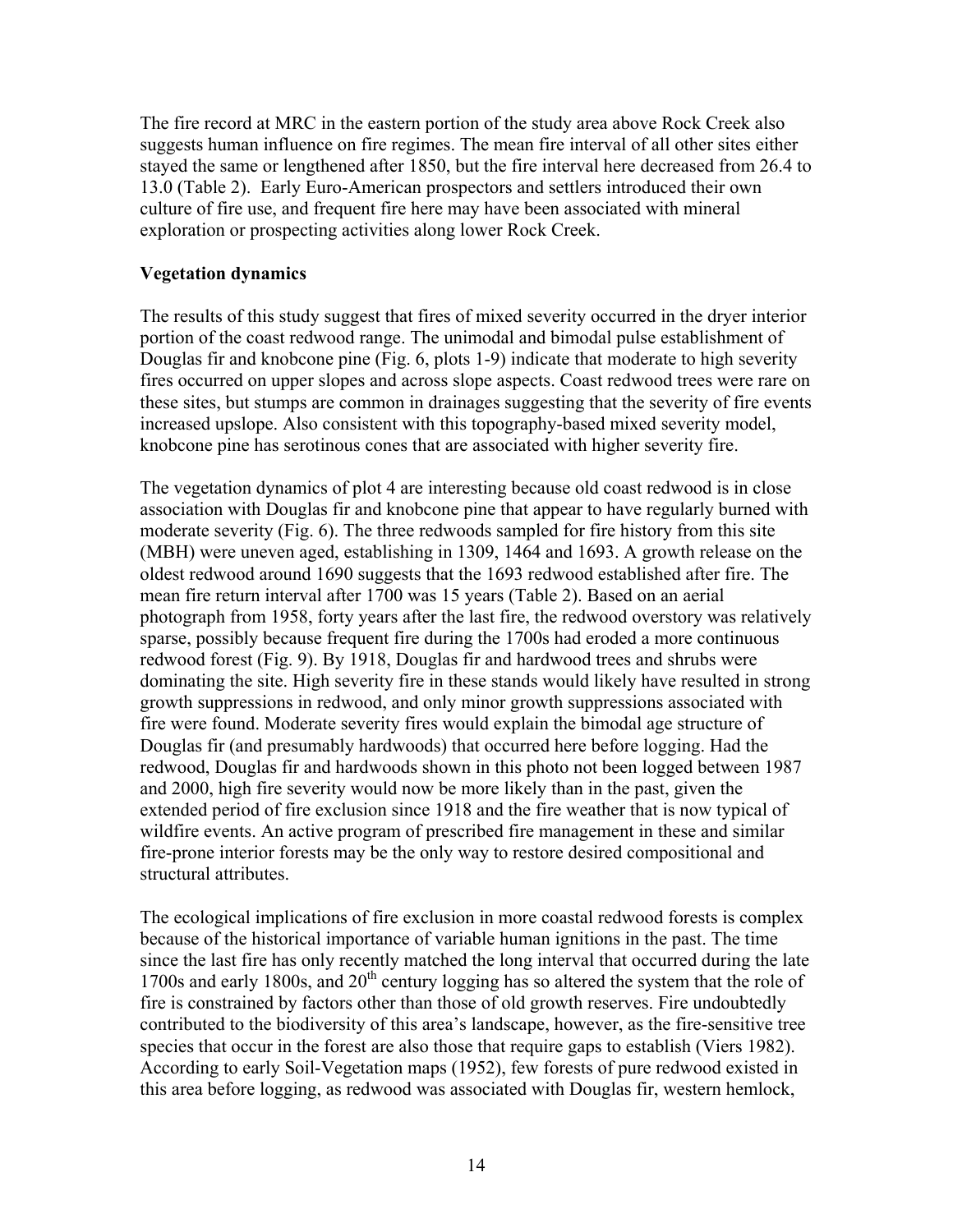The fire record at MRC in the eastern portion of the study area above Rock Creek also suggests human influence on fire regimes. The mean fire interval of all other sites either stayed the same or lengthened after 1850, but the fire interval here decreased from 26.4 to 13.0 (Table 2). Early Euro-American prospectors and settlers introduced their own culture of fire use, and frequent fire here may have been associated with mineral exploration or prospecting activities along lower Rock Creek.

**Vegetation dynamics**

The results of this study suggest that fires of mixed severity occurred in the dryer interior portion of the coast redwood range. The unimodal and bimodal pulse establishment of Douglas fir and knobcone pine (Fig. 6, plots 1-9) indicate that moderate to high severity fires occurred on upper slopes and across slope aspects. Coast redwood trees were rare on these sites, but stumps are common in drainages suggesting that the severity of fire events increased upslope. Also consistent with this topography-based mixed severity model, knobcone pine has serotinous cones that are associated with higher severity fire.

The vegetation dynamics of plot 4 are interesting because old coast redwood is in close association with Douglas fir and knobcone pine that appear to have regularly burned with moderate severity (Fig. 6). The three redwoods sampled for fire history from this site (MBH) were uneven aged, establishing in 1309, 1464 and 1693. A growth release on the oldest redwood around 1690 suggests that the 1693 redwood established after fire. The mean fire return interval after 1700 was 15 years (Table 2). Based on an aerial photograph from 1958, forty years after the last fire, the redwood overstory was relatively sparse, possibly because frequent fire during the 1700s had eroded a more continuous redwood forest (Fig. 9). By 1918, Douglas fir and hardwood trees and shrubs were dominating the site. High severity fire in these stands would likely have resulted in strong growth suppressions in redwood, and only minor growth suppressions associated with fire were found. Moderate severity fires would explain the bimodal age structure of Douglas fir (and presumably hardwoods) that occurred here before logging. Had the redwood, Douglas fir and hardwoods shown in this photo not been logged between 1987 and 2000, high fire severity would now be more likely than in the past, given the extended period of fire exclusion since 1918 and the fire weather that is now typical of wildfire events. An active program of prescribed fire management in these and similar fire-prone interior forests may be the only way to restore desired compositional and structural attributes.

The ecological implications of fire exclusion in more coastal redwood forests is complex because of the historical importance of variable human ignitions in the past. The time since the last fire has only recently matched the long interval that occurred during the late 1700s and early 1800s, and 20th century logging has so altered the system that the role of fire is constrained by factors other than those of old growth reserves. Fire undoubtedly contributed to the biodiversity of this area's landscape, however, as the fire-sensitive tree species that occur in the forest are also those that require gaps to establish (Viers 1982). According to early Soil-Vegetation maps (1952), few forests of pure redwood existed in this area before logging, as redwood was associated with Douglas fir, western hemlock,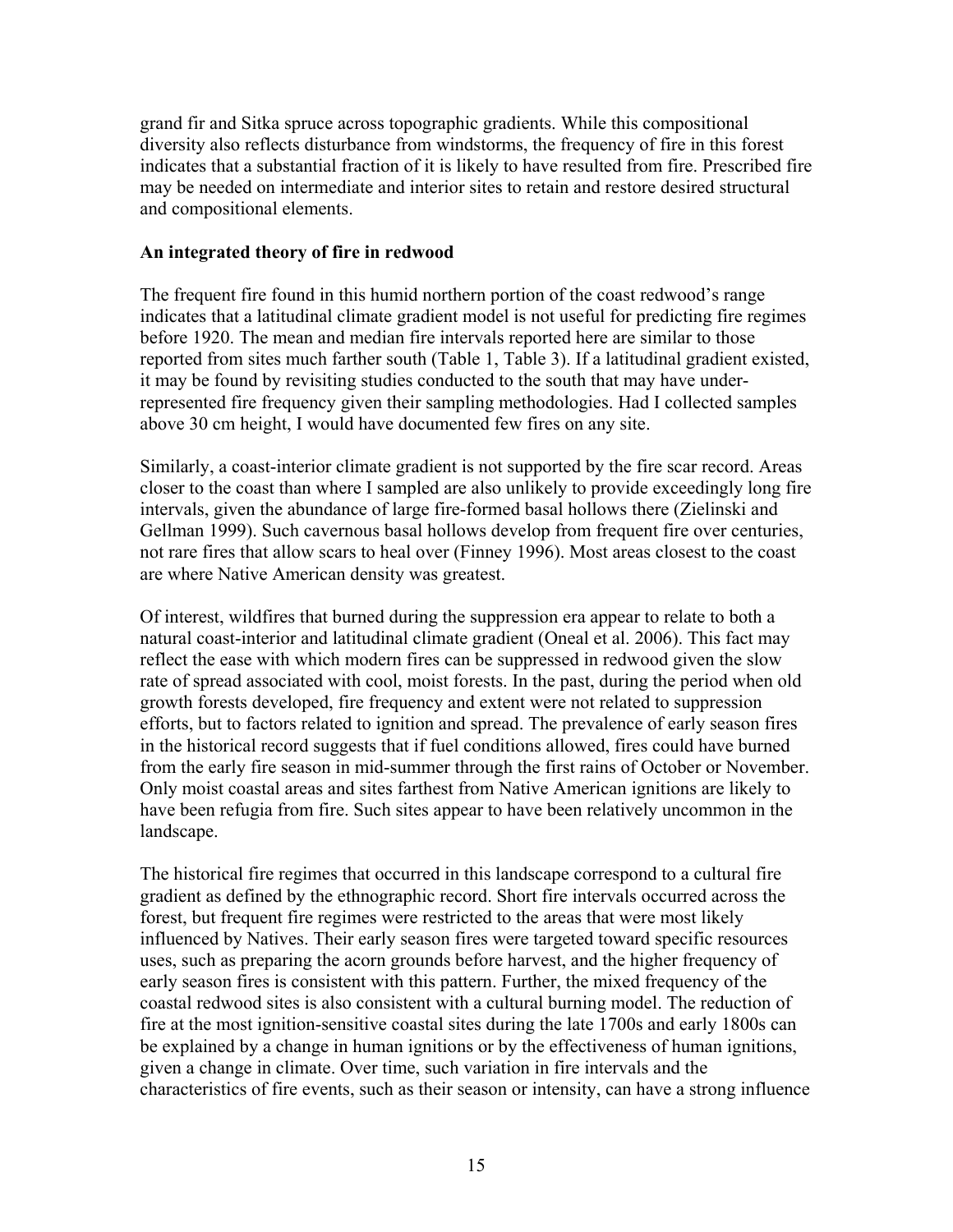grand fir and Sitka spruce across topographic gradients. While this compositional diversity also reflects disturbance from windstorms, the frequency of fire in this forest indicates that a substantial fraction of it is likely to have resulted from fire. Prescribed fire may be needed on intermediate and interior sites to retain and restore desired structural and compositional elements.

**An integrated theory of fire in redwood**

The frequent fire found in this humid northern portion of the coast redwood's range indicates that a latitudinal climate gradient model is not useful for predicting fire regimes before 1920. The mean and median fire intervals reported here are similar to those reported from sites much farther south (Table 1, Table 3). If a latitudinal gradient existed, it may be found by revisiting studies conducted to the south that may have under-represented fire frequency given their sampling methodologies. Had I collected samples above 30 cm height, I would have documented few fires on any site.

Similarly, a coast-interior climate gradient is not supported by the fire scar record. Areas closer to the coast than where I sampled are also unlikely to provide exceedingly long fire intervals, given the abundance of large fire-formed basal hollows there (Zielinski and Gellman 1999). Such cavernous basal hollows develop from frequent fire over centuries, not rare fires that allow scars to heal over (Finney 1996). Most areas closest to the coast are where Native American density was greatest.

Of interest, wildfires that burned during the suppression era appear to relate to both a natural coast-interior and latitudinal climate gradient (Oneal et al. 2006). This fact may reflect the ease with which modern fires can be suppressed in redwood given the slow rate of spread associated with cool, moist forests. In the past, during the period when old growth forests developed, fire frequency and extent were not related to suppression efforts, but to factors related to ignition and spread. The prevalence of early season fires in the historical record suggests that if fuel conditions allowed, fires could have burned from the early fire season in mid-summer through the first rains of October or November. Only moist coastal areas and sites farthest from Native American ignitions are likely to have been refugia from fire. Such sites appear to have been relatively uncommon in the landscape.

The historical fire regimes that occurred in this landscape correspond to a cultural fire gradient as defined by the ethnographic record. Short fire intervals occurred across the forest, but frequent fire regimes were restricted to the areas that were most likely influenced by Natives. Their early season fires were targeted toward specific resources uses, such as preparing the acorn grounds before harvest, and the higher frequency of early season fires is consistent with this pattern. Further, the mixed frequency of the coastal redwood sites is also consistent with a cultural burning model. The reduction of fire at the most ignition-sensitive coastal sites during the late 1700s and early 1800s can be explained by a change in human ignitions or by the effectiveness of human ignitions, given a change in climate. Over time, such variation in fire intervals and the characteristics of fire events, such as their season or intensity, can have a strong influence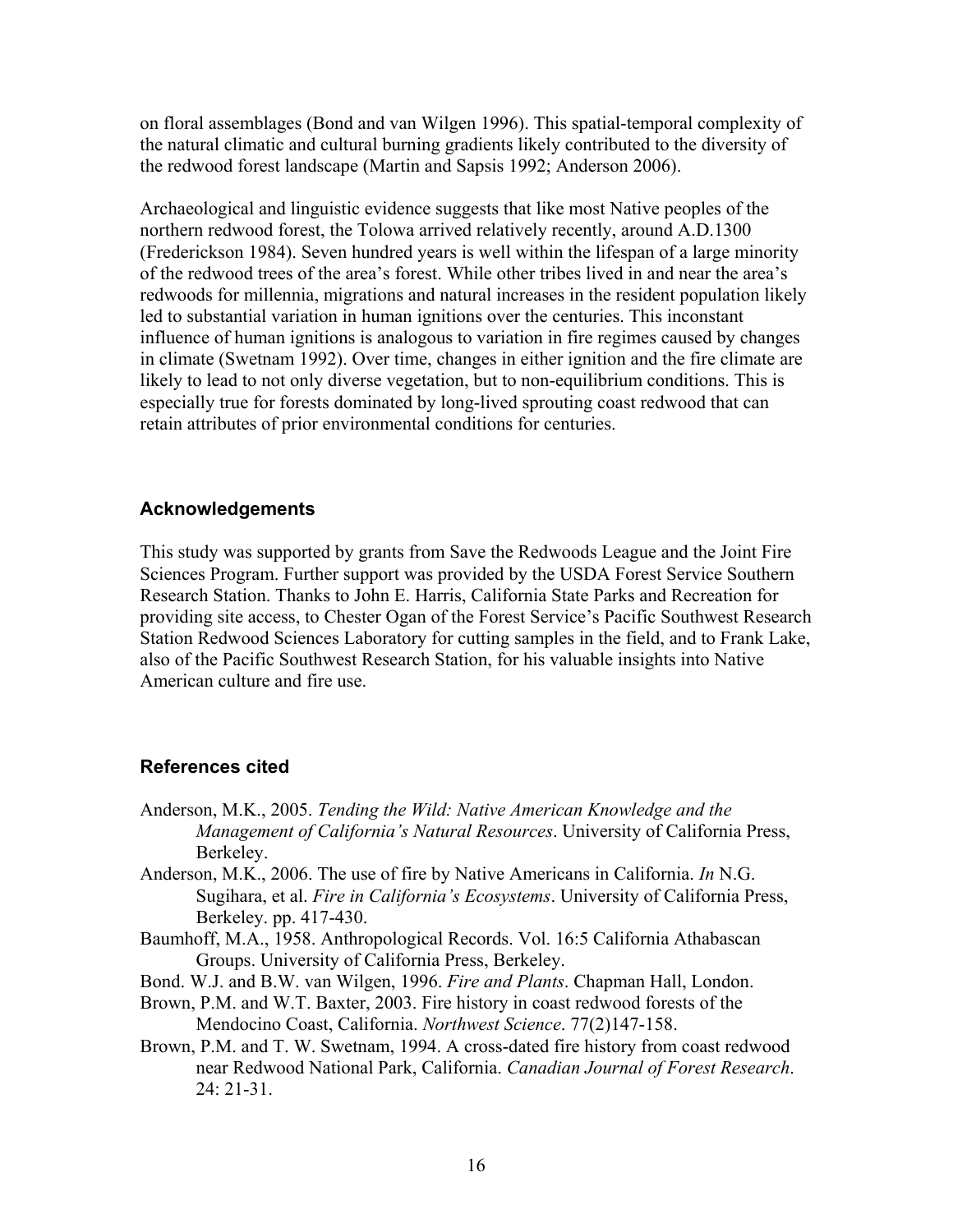on floral assemblages (Bond and van Wilgen 1996). This spatial-temporal complexity of the natural climatic and cultural burning gradients likely contributed to the diversity of the redwood forest landscape (Martin and Sapsis 1992; Anderson 2006).

Archaeological and linguistic evidence suggests that like most Native peoples of the northern redwood forest, the Tolowa arrived relatively recently, around A.D.1300 (Frederickson 1984). Seven hundred years is well within the lifespan of a large minority of the redwood trees of the area's forest. While other tribes lived in and near the area's redwoods for millennia, migrations and natural increases in the resident population likely led to substantial variation in human ignitions over the centuries. This inconstant influence of human ignitions is analogous to variation in fire regimes caused by changes in climate (Swetnam 1992). Over time, changes in either ignition and the fire climate are likely to lead to not only diverse vegetation, but to non-equilibrium conditions. This is especially true for forests dominated by long-lived sprouting coast redwood that can retain attributes of prior environmental conditions for centuries.

## Acknowledgements

This study was supported by grants from Save the Redwoods League and the Joint Fire Sciences Program. Further support was provided by the USDA Forest Service Southern Research Station. Thanks to John E. Harris, California State Parks and Recreation for providing site access, to Chester Ogan of the Forest Service's Pacific Southwest Research Station Redwood Sciences Laboratory for cutting samples in the field, and to Frank Lake, also of the Pacific Southwest Research Station, for his valuable insights into Native American culture and fire use.

## References cited

Anderson, M.K., 2005. *Tending the Wild: Native American Knowledge and the Management of California's Natural Resources*. University of California Press, Berkeley.

Anderson, M.K., 2006. The use of fire by Native Americans in California. *In* N.G. Sugihara, et al. *Fire in California's Ecosystems*. University of California Press, Berkeley. pp. 417-430.

Baumhoff, M.A., 1958. Anthropological Records. Vol. 16:5 California Athabascan Groups. University of California Press, Berkeley.

Bond. W.J. and B.W. van Wilgen, 1996. *Fire and Plants*. Chapman Hall, London.

Brown, P.M. and W.T. Baxter, 2003. Fire history in coast redwood forests of the Mendocino Coast, California. *Northwest Science*. 77(2)147-158.

Brown, P.M. and T. W. Swetnam, 1994. A cross-dated fire history from coast redwood near Redwood National Park, California. *Canadian Journal of Forest Research*. 24: 21-31.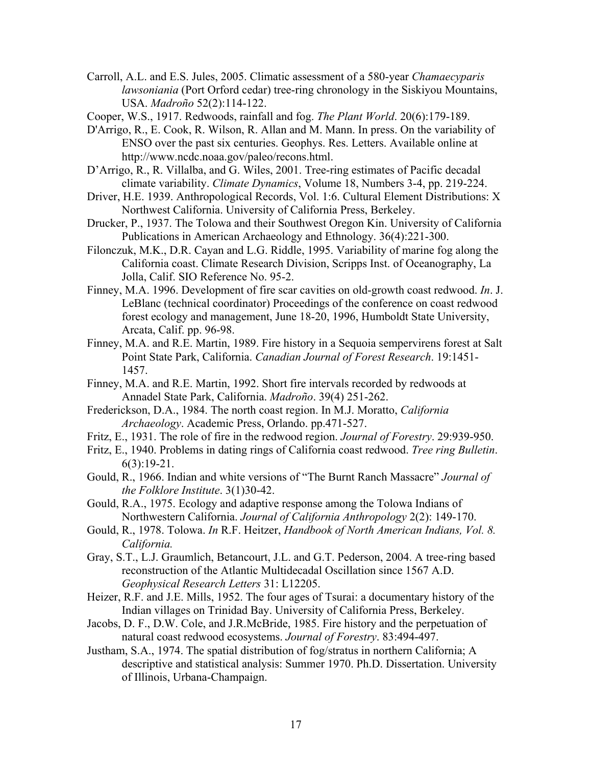Carroll, A.L. and E.S. Jules, 2005. Climatic assessment of a 580-year *Chamaecyparis lawsoniania* (Port Orford cedar) tree-ring chronology in the Siskiyou Mountains, USA. *Madroño* 52(2):114-122.

Cooper, W.S., 1917. Redwoods, rainfall and fog. *The Plant World*. 20(6):179-189.

D'Arrigo, R., E. Cook, R. Wilson, R. Allan and M. Mann. In press. On the variability of ENSO over the past six centuries. Geophys. Res. Letters. Available online at http://www.ncdc.noaa.gov/paleo/recons.html.

D'Arrigo, R., R. Villalba, and G. Wiles, 2001. Tree-ring estimates of Pacific decadal climate variability. *Climate Dynamics*, Volume 18, Numbers 3-4, pp. 219-224.

Driver, H.E. 1939. Anthropological Records, Vol. 1:6. Cultural Element Distributions: X Northwest California. University of California Press, Berkeley.

Drucker, P., 1937. The Tolowa and their Southwest Oregon Kin. University of California Publications in American Archaeology and Ethnology. 36(4):221-300.

Filonczuk, M.K., D.R. Cayan and L.G. Riddle, 1995. Variability of marine fog along the California coast. Climate Research Division, Scripps Inst. of Oceanography, La Jolla, Calif. SIO Reference No. 95-2.

Finney, M.A. 1996. Development of fire scar cavities on old-growth coast redwood. *In*. J. LeBlanc (technical coordinator) Proceedings of the conference on coast redwood forest ecology and management, June 18-20, 1996, Humboldt State University, Arcata, Calif. pp. 96-98.

Finney, M.A. and R.E. Martin, 1989. Fire history in a Sequoia sempervirens forest at Salt Point State Park, California. *Canadian Journal of Forest Research*. 19:1451-1457.

Finney, M.A. and R.E. Martin, 1992. Short fire intervals recorded by redwoods at Annadel State Park, California. *Madroño*. 39(4) 251-262.

Frederickson, D.A., 1984. The north coast region. In M.J. Moratto, *California Archaeology*. Academic Press, Orlando. pp.471-527.

Fritz, E., 1931. The role of fire in the redwood region. *Journal of Forestry*. 29:939-950.

Fritz, E., 1940. Problems in dating rings of California coast redwood. *Tree ring Bulletin*. 6(3):19-21.

Gould, R., 1966. Indian and white versions of "The Burnt Ranch Massacre" *Journal of the Folklore Institute*. 3(1)30-42.

Gould, R.A., 1975. Ecology and adaptive response among the Tolowa Indians of Northwestern California. *Journal of California Anthropology* 2(2): 149-170.

Gould, R., 1978. Tolowa. *In* R.F. Heitzer, *Handbook of North American Indians, Vol. 8. California.*

Gray, S.T., L.J. Graumlich, Betancourt, J.L. and G.T. Pederson, 2004. A tree-ring based reconstruction of the Atlantic Multidecadal Oscillation since 1567 A.D. *Geophysical Research Letters* 31: L12205.

Heizer, R.F. and J.E. Mills, 1952. The four ages of Tsurai: a documentary history of the Indian villages on Trinidad Bay. University of California Press, Berkeley.

Jacobs, D. F., D.W. Cole, and J.R.McBride, 1985. Fire history and the perpetuation of natural coast redwood ecosystems. *Journal of Forestry*. 83:494-497.

Justham, S.A., 1974. The spatial distribution of fog/stratus in northern California; A descriptive and statistical analysis: Summer 1970. Ph.D. Dissertation. University of Illinois, Urbana-Champaign.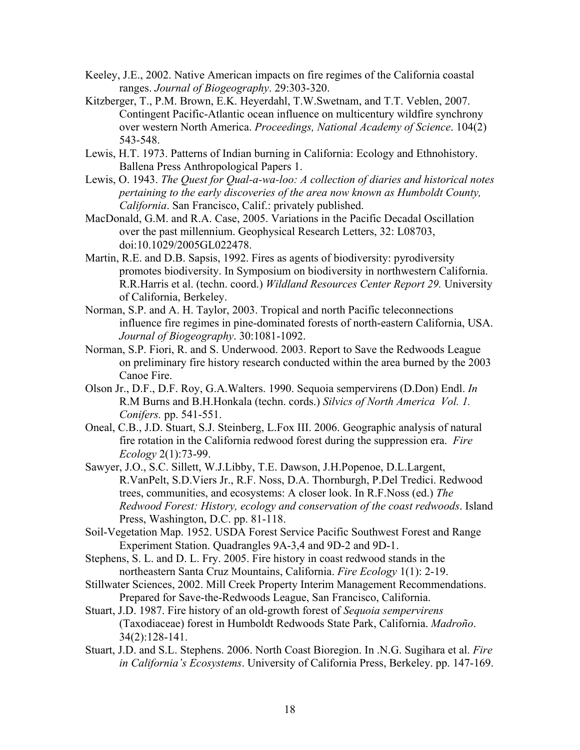Keeley, J.E., 2002. Native American impacts on fire regimes of the California coastal ranges. *Journal of Biogeography*. 29:303-320.

Kitzberger, T., P.M. Brown, E.K. Heyerdahl, T.W.Swetnam, and T.T. Veblen, 2007. Contingent Pacific-Atlantic ocean influence on multicentury wildfire synchrony over western North America. *Proceedings, National Academy of Science*. 104(2) 543-548.

Lewis, H.T. 1973. Patterns of Indian burning in California: Ecology and Ethnohistory. Ballena Press Anthropological Papers 1.

Lewis, O. 1943. *The Quest for Qual-a-wa-loo: A collection of diaries and historical notes pertaining to the early discoveries of the area now known as Humboldt County, California*. San Francisco, Calif.: privately published.

MacDonald, G.M. and R.A. Case, 2005. Variations in the Pacific Decadal Oscillation over the past millennium. Geophysical Research Letters, 32: L08703, doi:10.1029/2005GL022478.

Martin, R.E. and D.B. Sapsis, 1992. Fires as agents of biodiversity: pyrodiversity promotes biodiversity. In Symposium on biodiversity in northwestern California. R.R.Harris et al. (techn. coord.) *Wildland Resources Center Report 29.* University of California, Berkeley.

Norman, S.P. and A. H. Taylor, 2003. Tropical and north Pacific teleconnections influence fire regimes in pine-dominated forests of north-eastern California, USA. *Journal of Biogeography*. 30:1081-1092.

Norman, S.P. Fiori, R. and S. Underwood. 2003. Report to Save the Redwoods League on preliminary fire history research conducted within the area burned by the 2003 Canoe Fire.

Olson Jr., D.F., D.F. Roy, G.A.Walters. 1990. Sequoia sempervirens (D.Don) Endl. *In* R.M Burns and B.H.Honkala (techn. cords.) *Silvics of North America Vol. 1. Conifers.* pp. 541-551.

Oneal, C.B., J.D. Stuart, S.J. Steinberg, L.Fox III. 2006. Geographic analysis of natural fire rotation in the California redwood forest during the suppression era. *Fire Ecology* 2(1):73-99.

Sawyer, J.O., S.C. Sillett, W.J.Libby, T.E. Dawson, J.H.Popenoe, D.L.Largent, R.VanPelt, S.D.Viers Jr., R.F. Noss, D.A. Thornburgh, P.Del Tredici. Redwood trees, communities, and ecosystems: A closer look. In R.F.Noss (ed.) *The Redwood Forest: History, ecology and conservation of the coast redwoods*. Island Press, Washington, D.C. pp. 81-118.

Soil-Vegetation Map. 1952. USDA Forest Service Pacific Southwest Forest and Range Experiment Station. Quadrangles 9A-3,4 and 9D-2 and 9D-1.

Stephens, S. L. and D. L. Fry. 2005. Fire history in coast redwood stands in the northeastern Santa Cruz Mountains, California. *Fire Ecology* 1(1): 2-19.

Stillwater Sciences, 2002. Mill Creek Property Interim Management Recommendations. Prepared for Save-the-Redwoods League, San Francisco, California.

Stuart, J.D. 1987. Fire history of an old-growth forest of *Sequoia sempervirens* (Taxodiaceae) forest in Humboldt Redwoods State Park, California. *Madroño*. 34(2):128-141.

Stuart, J.D. and S.L. Stephens. 2006. North Coast Bioregion. In .N.G. Sugihara et al. *Fire in California's Ecosystems*. University of California Press, Berkeley. pp. 147-169.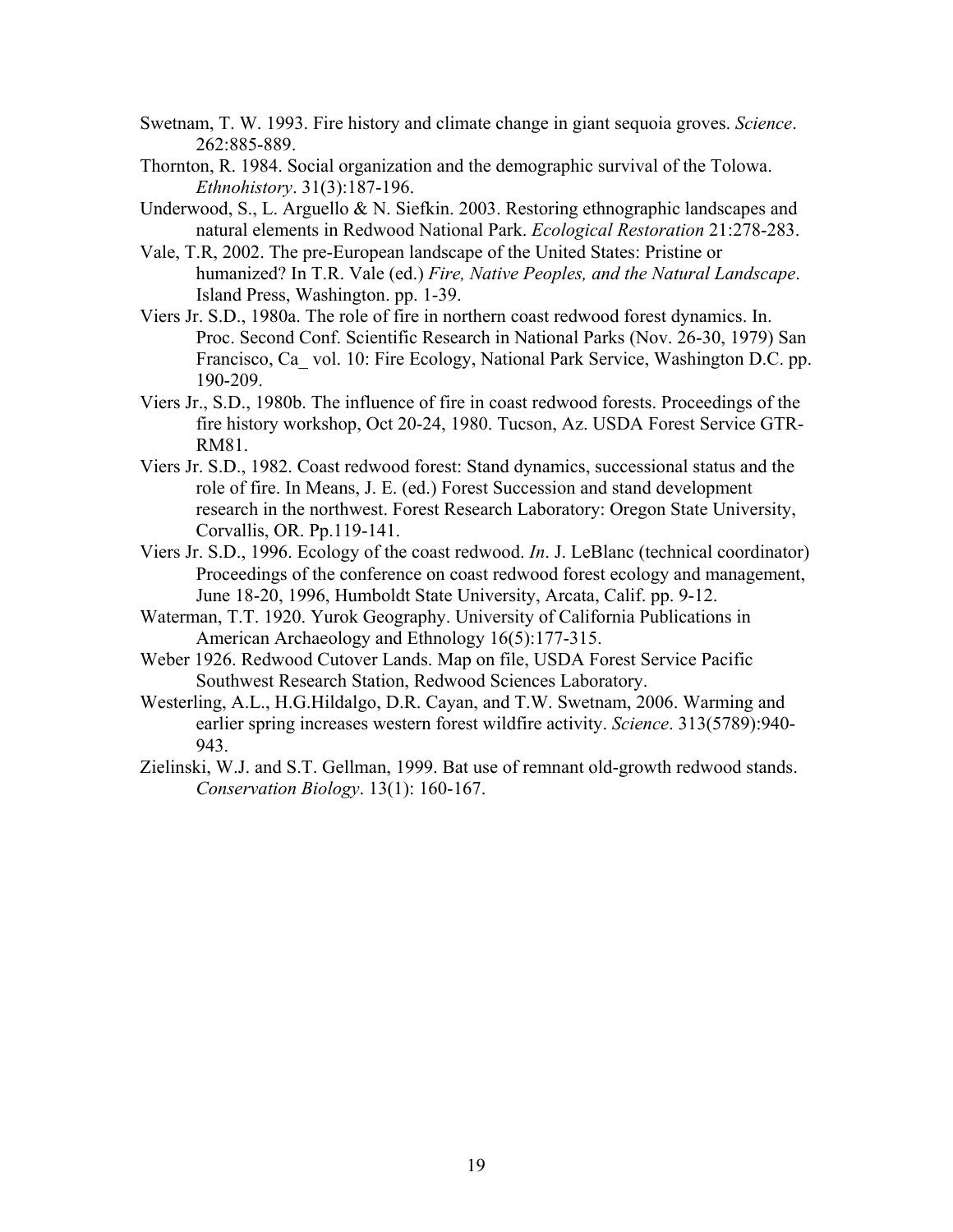Swetnam, T. W. 1993. Fire history and climate change in giant sequoia groves. *Science*. 262:885-889.

Thornton, R. 1984. Social organization and the demographic survival of the Tolowa. *Ethnohistory*. 31(3):187-196.

Underwood, S., L. Arguello & N. Siefkin. 2003. Restoring ethnographic landscapes and natural elements in Redwood National Park. *Ecological Restoration* 21:278-283.

Vale, T.R, 2002. The pre-European landscape of the United States: Pristine or humanized? In T.R. Vale (ed.) *Fire, Native Peoples, and the Natural Landscape*. Island Press, Washington. pp. 1-39.

Viers Jr. S.D., 1980a. The role of fire in northern coast redwood forest dynamics. In. Proc. Second Conf. Scientific Research in National Parks (Nov. 26-30, 1979) San Francisco, Ca_ vol. 10: Fire Ecology, National Park Service, Washington D.C. pp. 190-209.

Viers Jr., S.D., 1980b. The influence of fire in coast redwood forests. Proceedings of the fire history workshop, Oct 20-24, 1980. Tucson, Az. USDA Forest Service GTR-RM81.

Viers Jr. S.D., 1982. Coast redwood forest: Stand dynamics, successional status and the role of fire. In Means, J. E. (ed.) Forest Succession and stand development research in the northwest. Forest Research Laboratory: Oregon State University, Corvallis, OR. Pp.119-141.

Viers Jr. S.D., 1996. Ecology of the coast redwood. *In*. J. LeBlanc (technical coordinator) Proceedings of the conference on coast redwood forest ecology and management, June 18-20, 1996, Humboldt State University, Arcata, Calif. pp. 9-12.

Waterman, T.T. 1920. Yurok Geography. University of California Publications in American Archaeology and Ethnology 16(5):177-315.

Weber 1926. Redwood Cutover Lands. Map on file, USDA Forest Service Pacific Southwest Research Station, Redwood Sciences Laboratory.

Westerling, A.L., H.G.Hildalgo, D.R. Cayan, and T.W. Swetnam, 2006. Warming and earlier spring increases western forest wildfire activity. *Science*. 313(5789):940-943.

Zielinski, W.J. and S.T. Gellman, 1999. Bat use of remnant old-growth redwood stands. *Conservation Biology*. 13(1): 160-167.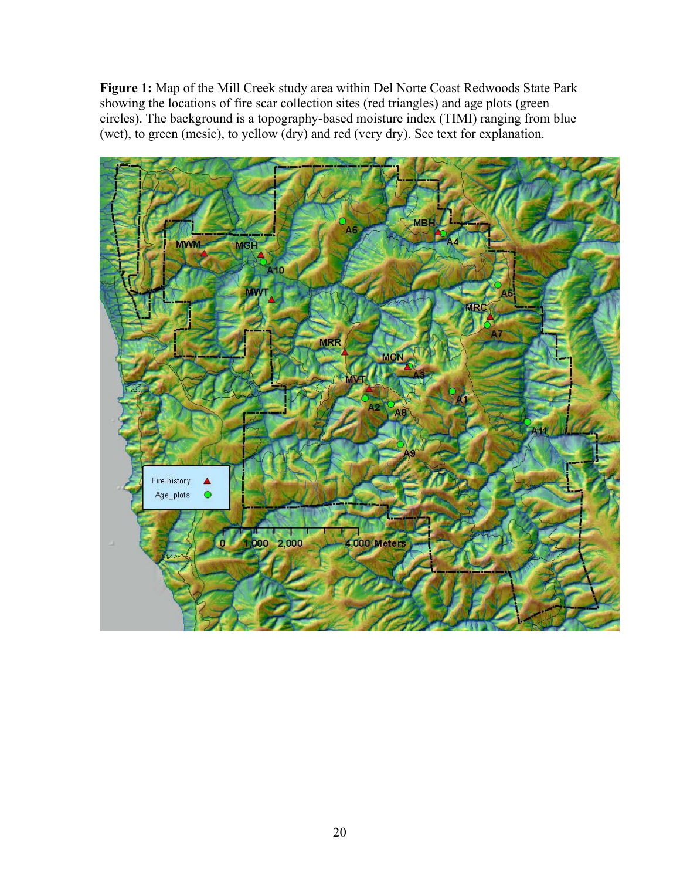**Figure 1:** Map of the Mill Creek study area within Del Norte Coast Redwoods State Park showing the locations of fire scar collection sites (red triangles) and age plots (green circles). The background is a topography-based moisture index (TIMI) ranging from blue (wet), to green (mesic), to yellow (dry) and red (very dry). See text for explanation.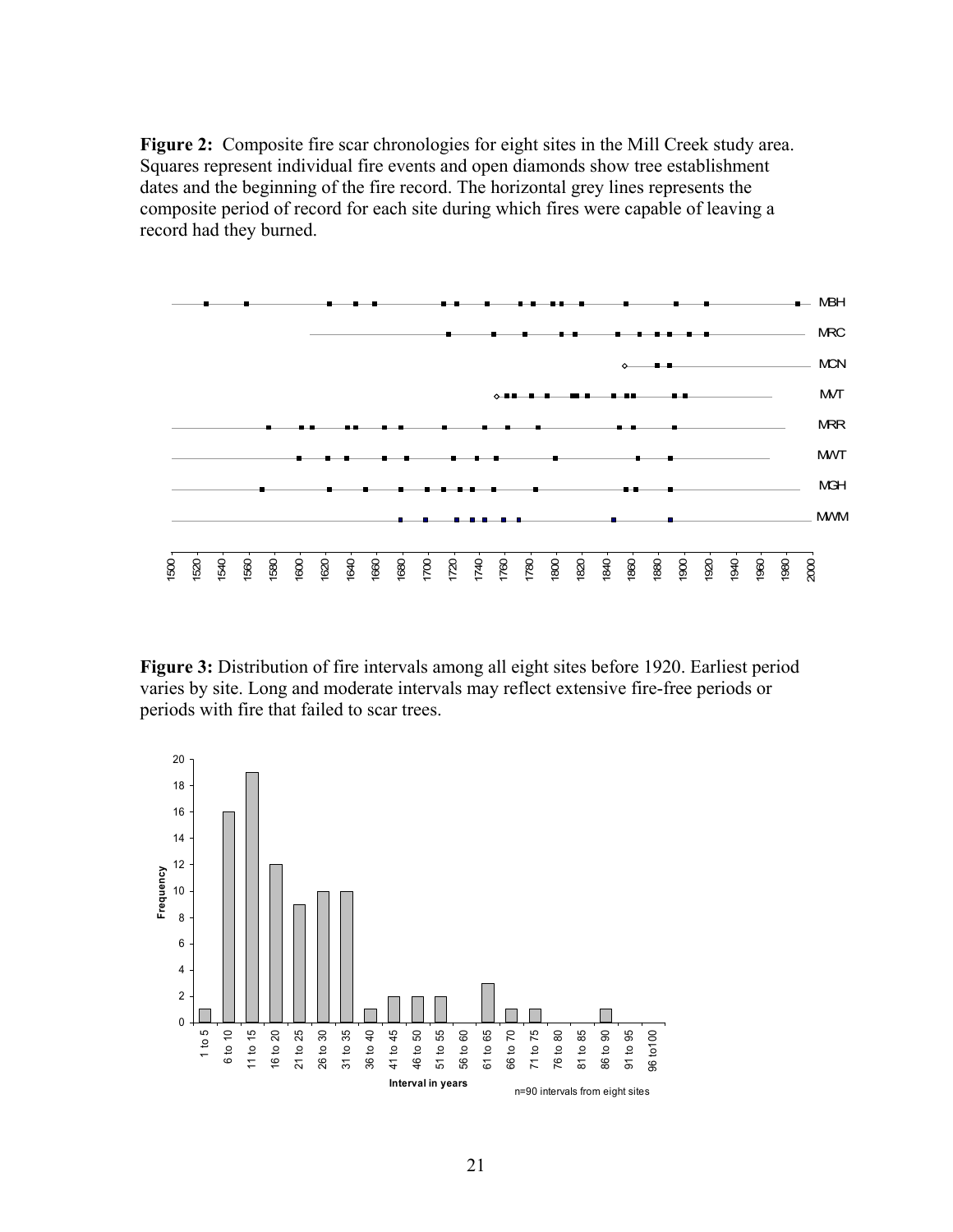**Figure 2:** Composite fire scar chronologies for eight sites in the Mill Creek study area. Squares represent individual fire events and open diamonds show tree establishment dates and the beginning of the fire record. The horizontal grey lines represents the composite period of record for each site during which fires were capable of leaving a record had they burned.

**Figure 3:** Distribution of fire intervals among all eight sites before 1920. Earliest period varies by site. Long and moderate intervals may reflect extensive fire-free periods or periods with fire that failed to scar trees.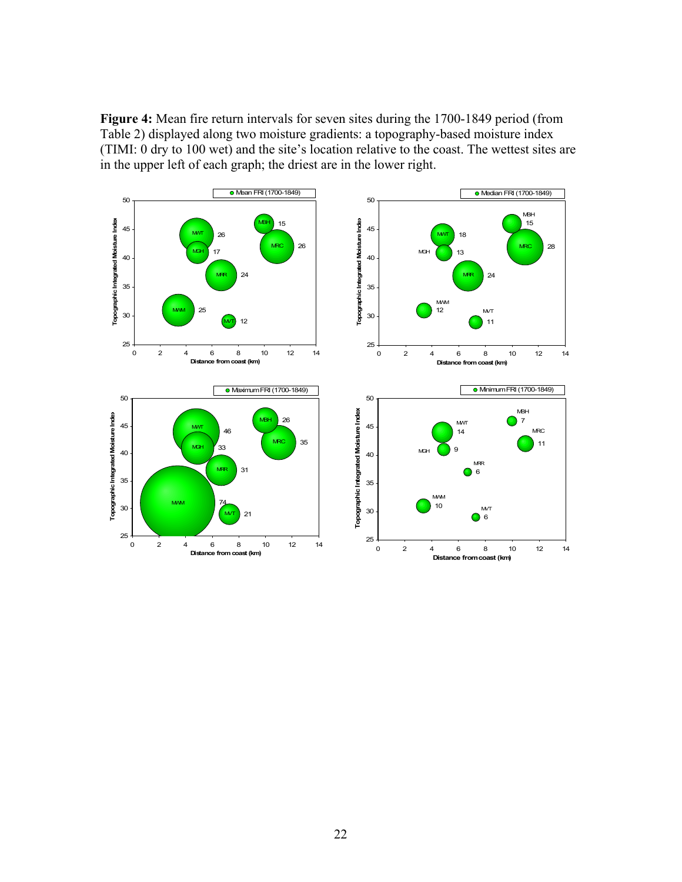**Figure 4:** Mean fire return intervals for seven sites during the 1700-1849 period (from Table 2) displayed along two moisture gradients: a topography-based moisture index (TIMI: 0 dry to 100 wet) and the site's location relative to the coast. The wettest sites are in the upper left of each graph; the driest are in the lower right.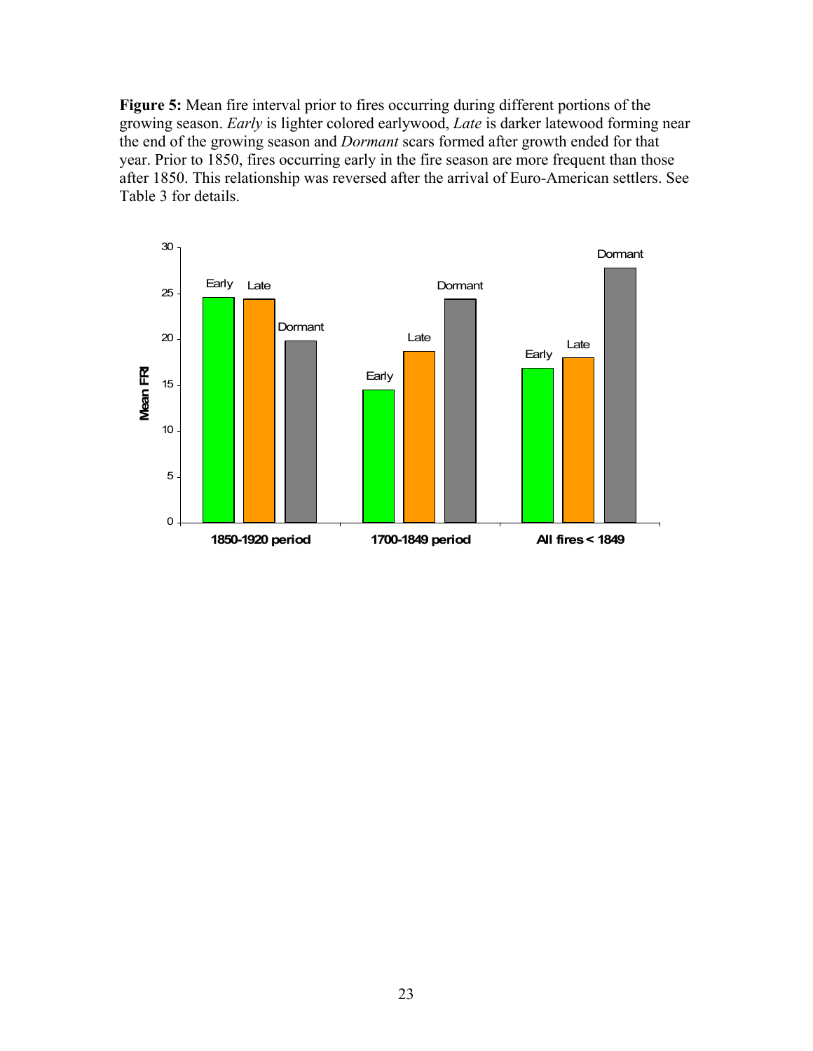**Figure 5:** Mean fire interval prior to fires occurring during different portions of the growing season. *Early* is lighter colored earlywood, *Late* is darker latewood forming near the end of the growing season and *Dormant* scars formed after growth ended for that year. Prior to 1850, fires occurring early in the fire season are more frequent than those after 1850. This relationship was reversed after the arrival of Euro-American settlers. See Table 3 for details.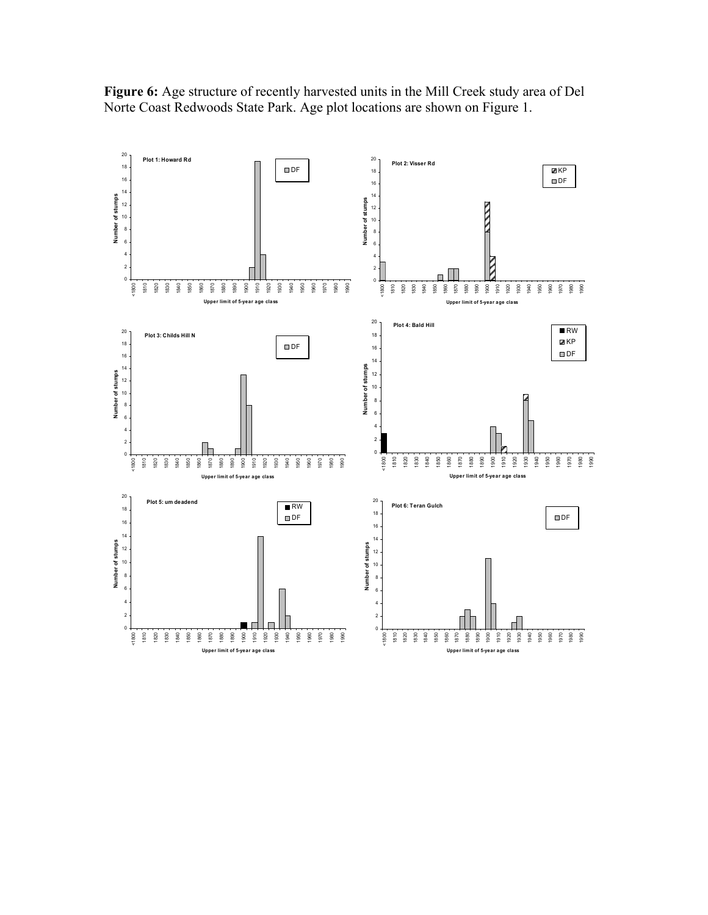**Figure 6:** Age structure of recently harvested units in the Mill Creek study area of Del Norte Coast Redwoods State Park. Age plot locations are shown on Figure 1.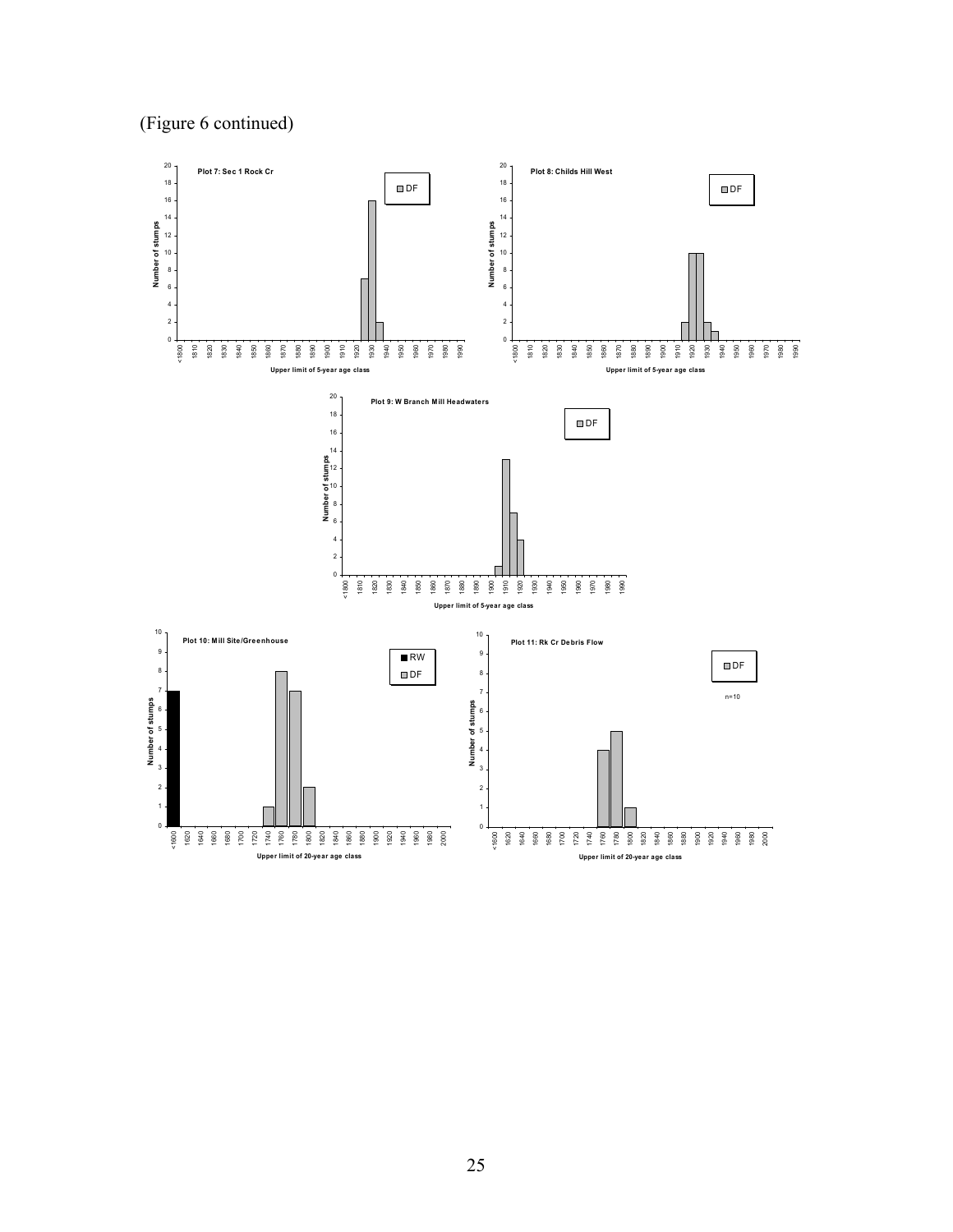(Figure 6 continued)

**Plot 7: Sec 1 Rock Cr**

DF

Number of stumps

Upper limit of 5-year age class

**Plot 8: Childs Hill West**

DF

Number of stumps

Upper limit of 5-year age class

**Plot 9: W Branch Mill Headwaters**

DF

Number of stumps

Upper limit of 5-year age class

**Plot 10: Mill Site/Greenhouse**

RW

DF

Number of stumps

Upper limit of 20-year age class

**Plot 11: Rk Cr Debris Flow**

DF

n=10

Number of stumps

Upper limit of 20-year age class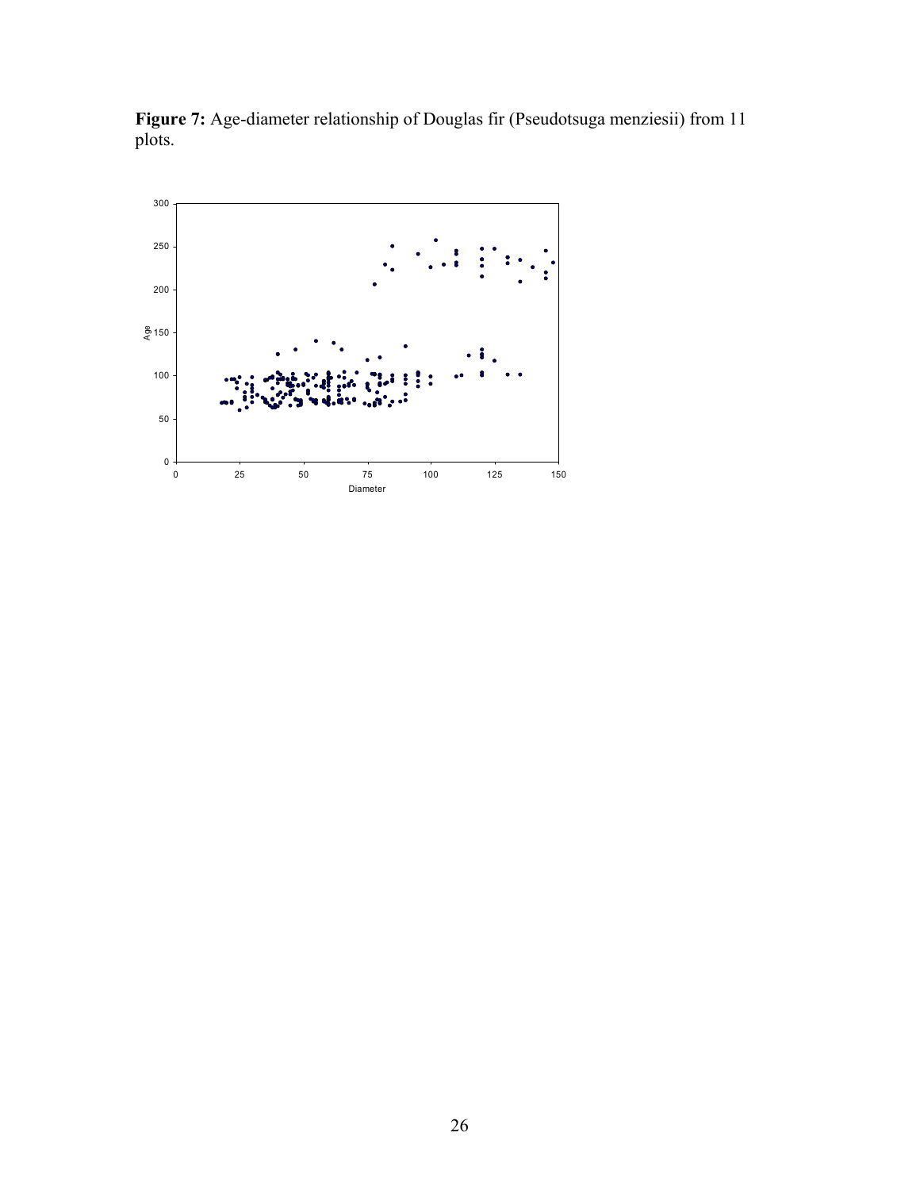**Figure 7:** Age-diameter relationship of Douglas fir (Pseudotsuga menziesii) from 11 plots.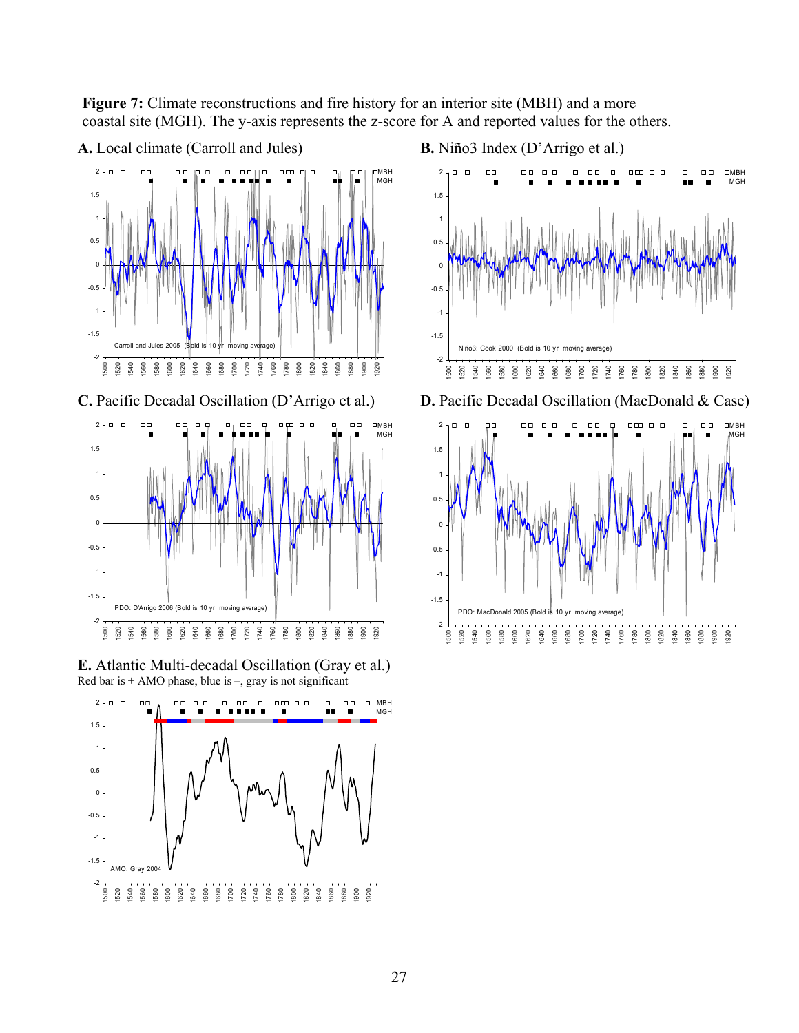**Figure 7:** Climate reconstructions and fire history for an interior site (MBH) and a more coastal site (MGH). The y-axis represents the z-score for A and reported values for the others.

**A.** Local climate (Carroll and Jules)

**B.** Niño3 Index (D'Arrigo et al.)

**C.** Pacific Decadal Oscillation (D'Arrigo et al.)

**D.** Pacific Decadal Oscillation (MacDonald & Case)

**E.** Atlantic Multi-decadal Oscillation (Gray et al.)
Red bar is + AMO phase, blue is –, gray is not significant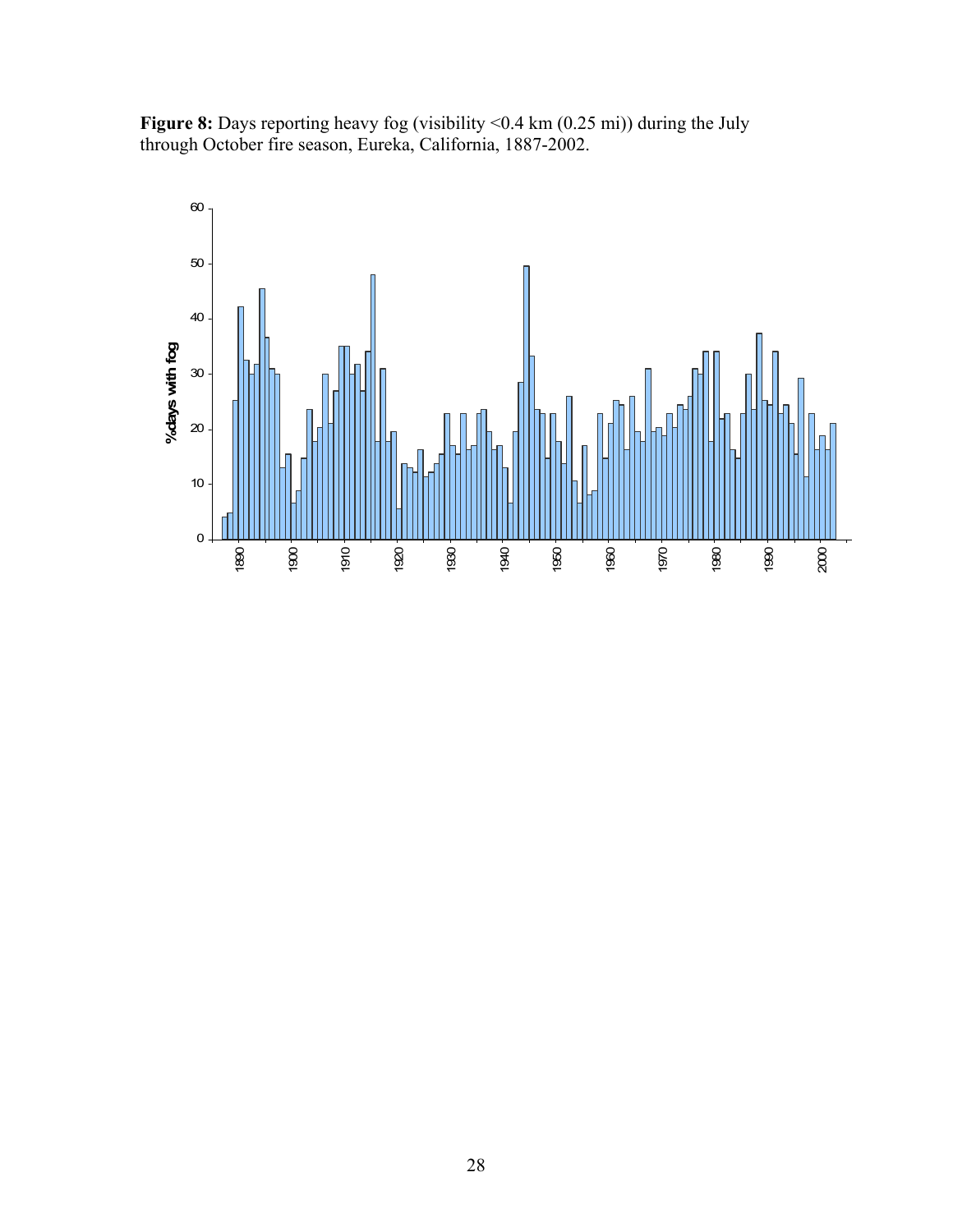**Figure 8:** Days reporting heavy fog (visibility <0.4 km (0.25 mi)) during the July through October fire season, Eureka, California, 1887-2002.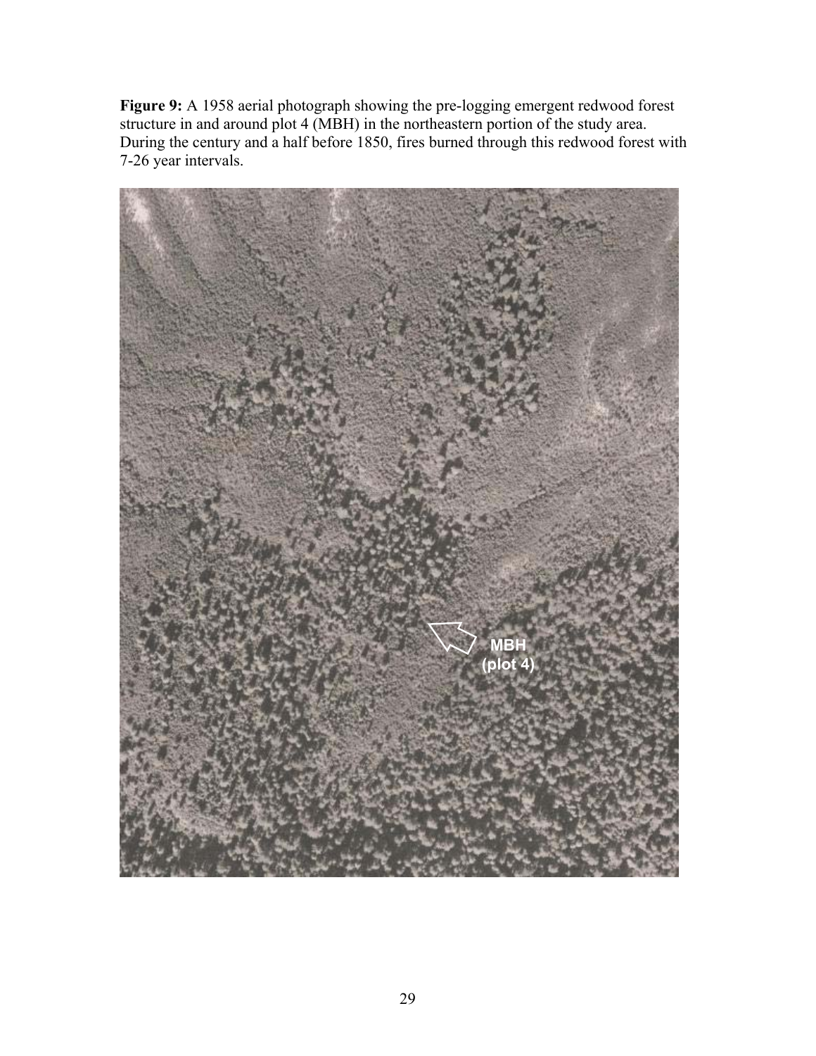**Figure 9:** A 1958 aerial photograph showing the pre-logging emergent redwood forest structure in and around plot 4 (MBH) in the northeastern portion of the study area. During the century and a half before 1850, fires burned through this redwood forest with 7-26 year intervals.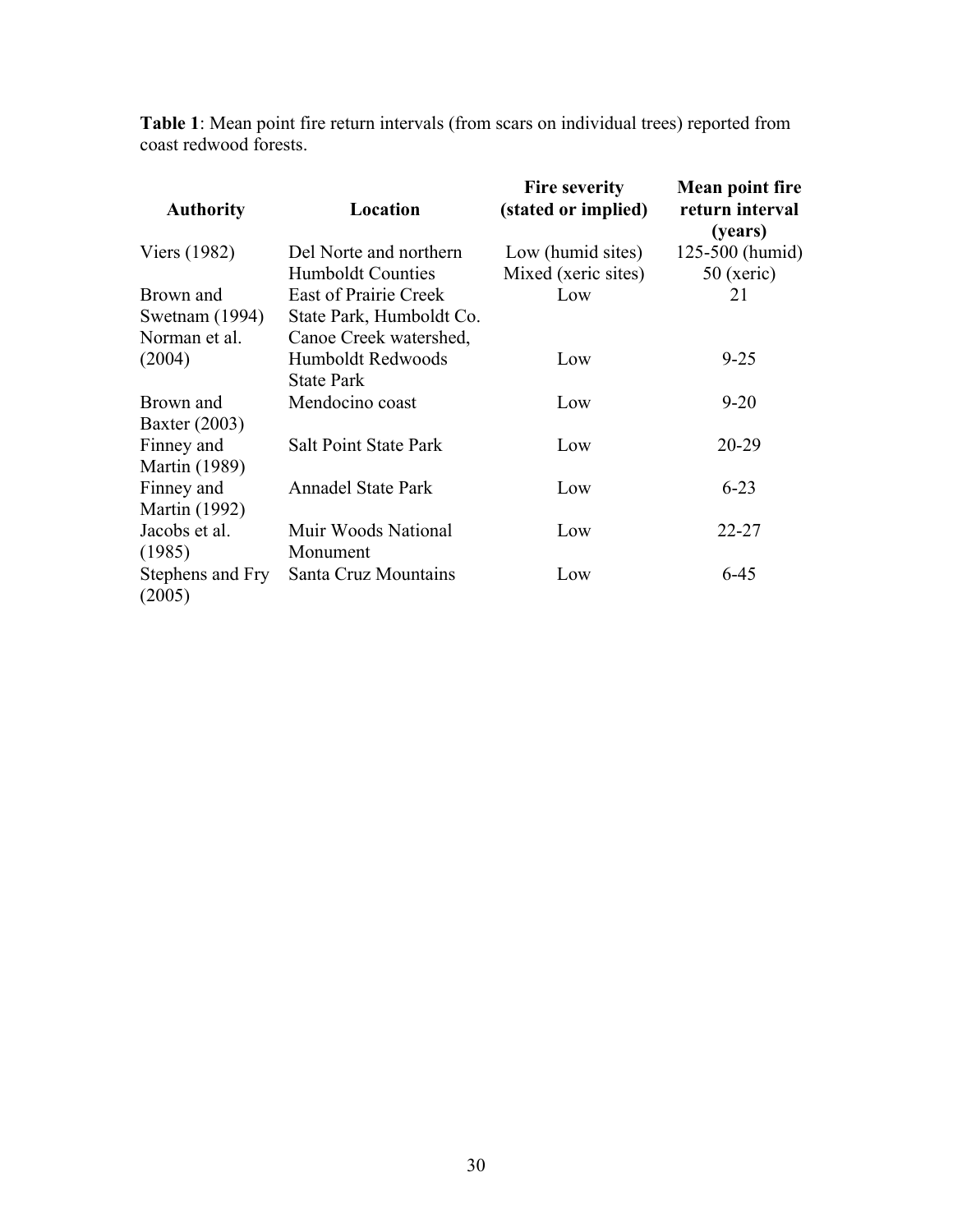**Table 1**: Mean point fire return intervals (from scars on individual trees) reported from coast redwood forests.

| Authority | Location | Fire severity (stated or implied) | Mean point fire return interval (years) |
|---|---|---|---|
| Viers (1982) | Del Norte and northern Humboldt Counties | Low (humid sites) Mixed (xeric sites) | 125-500 (humid) 50 (xeric) |
| Brown and Swetnam (1994) | East of Prairie Creek State Park, Humboldt Co. | Low | 21 |
| Norman et al. (2004) | Canoe Creek watershed, Humboldt Redwoods State Park | Low | 9-25 |
| Brown and Baxter (2003) | Mendocino coast | Low | 9-20 |
| Finney and Martin (1989) | Salt Point State Park | Low | 20-29 |
| Finney and Martin (1992) | Annadel State Park | Low | 6-23 |
| Jacobs et al. (1985) | Muir Woods National Monument | Low | 22-27 |
| Stephens and Fry (2005) | Santa Cruz Mountains | Low | 6-45 |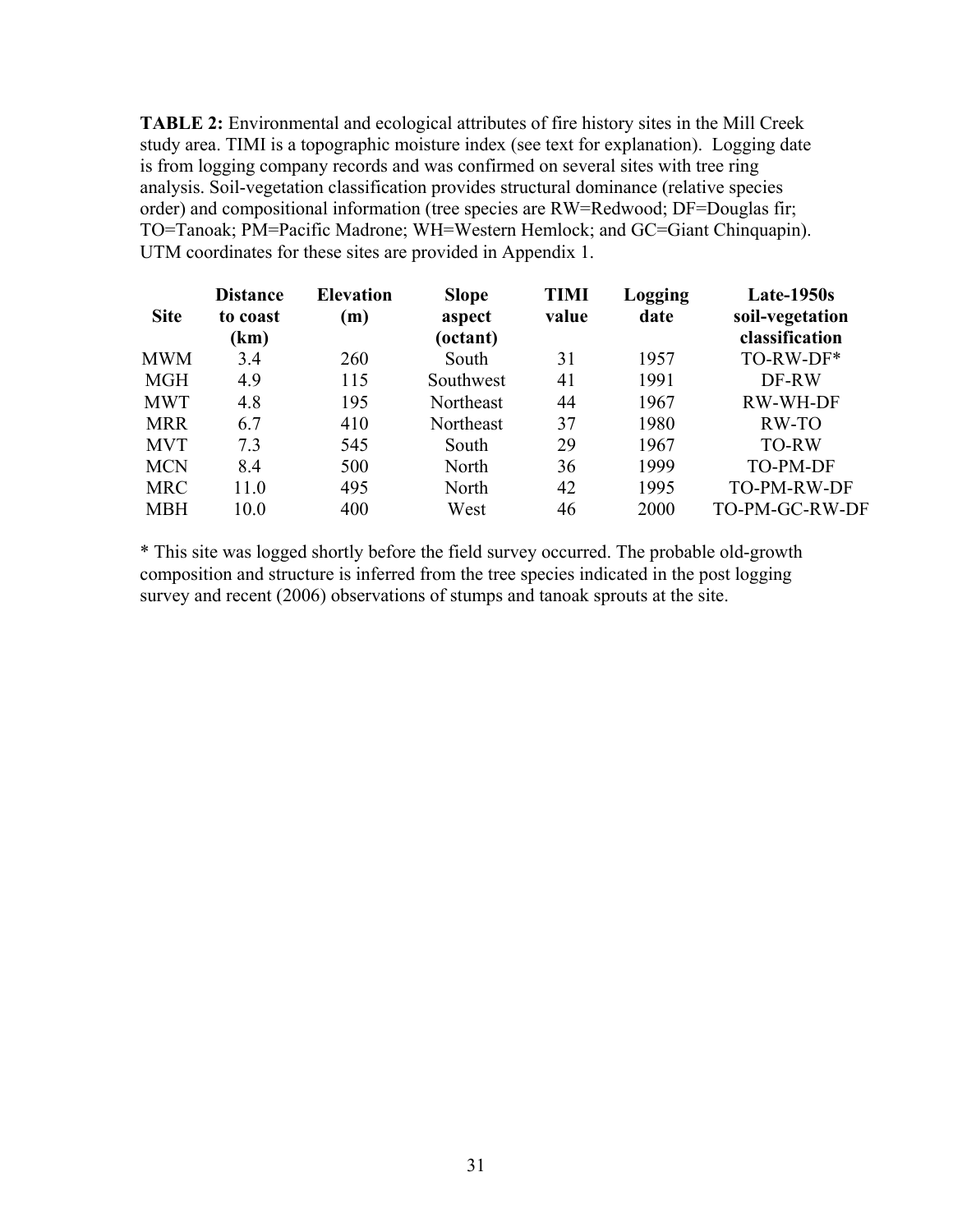**TABLE 2:** Environmental and ecological attributes of fire history sites in the Mill Creek study area. TIMI is a topographic moisture index (see text for explanation). Logging date is from logging company records and was confirmed on several sites with tree ring analysis. Soil-vegetation classification provides structural dominance (relative species order) and compositional information (tree species are RW=Redwood; DF=Douglas fir; TO=Tanoak; PM=Pacific Madrone; WH=Western Hemlock; and GC=Giant Chinquapin). UTM coordinates for these sites are provided in Appendix 1.

| Site | Distance to coast (km) | Elevation (m) | Slope aspect (octant) | TIMI value | Logging date | Late-1950s soil-vegetation classification |
|---|---|---|---|---|---|---|
| MWM | 3.4 | 260 | South | 31 | 1957 | TO-RW-DF* |
| MGH | 4.9 | 115 | Southwest | 41 | 1991 | DF-RW |
| MWT | 4.8 | 195 | Northeast | 44 | 1967 | RW-WH-DF |
| MRR | 6.7 | 410 | Northeast | 37 | 1980 | RW-TO |
| MVT | 7.3 | 545 | South | 29 | 1967 | TO-RW |
| MCN | 8.4 | 500 | North | 36 | 1999 | TO-PM-DF |
| MRC | 11.0 | 495 | North | 42 | 1995 | TO-PM-RW-DF |
| MBH | 10.0 | 400 | West | 46 | 2000 | TO-PM-GC-RW-DF |

* This site was logged shortly before the field survey occurred. The probable old-growth composition and structure is inferred from the tree species indicated in the post logging survey and recent (2006) observations of stumps and tanoak sprouts at the site.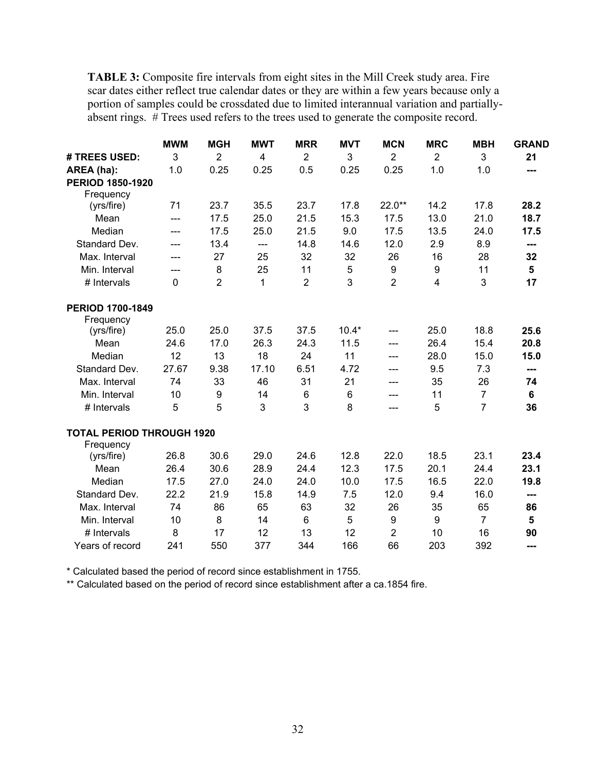**TABLE 3:** Composite fire intervals from eight sites in the Mill Creek study area. Fire scar dates either reflect true calendar dates or they are within a few years because only a portion of samples could be crossdated due to limited interannual variation and partially-absent rings. # Trees used refers to the trees used to generate the composite record.

| | MWM | MGH | MWT | MRR | MVT | MCN | MRC | MBH | GRAND |
|---|---|---|---|---|---|---|---|---|---|
| **# TREES USED:** | 3 | 2 | 4 | 2 | 3 | 2 | 2 | 3 | **21** |
| **AREA (ha):** | 1.0 | 0.25 | 0.25 | 0.5 | 0.25 | 0.25 | 1.0 | 1.0 | **---** |
| **PERIOD 1850-1920** | | | | | | | | | |
| Frequency (yrs/fire) | 71 | 23.7 | 35.5 | 23.7 | 17.8 | 22.0** | 14.2 | 17.8 | **28.2** |
| Mean | --- | 17.5 | 25.0 | 21.5 | 15.3 | 17.5 | 13.0 | 21.0 | **18.7** |
| Median | --- | 17.5 | 25.0 | 21.5 | 9.0 | 17.5 | 13.5 | 24.0 | **17.5** |
| Standard Dev. | --- | 13.4 | --- | 14.8 | 14.6 | 12.0 | 2.9 | 8.9 | **---** |
| Max. Interval | --- | 27 | 25 | 32 | 32 | 26 | 16 | 28 | **32** |
| Min. Interval | --- | 8 | 25 | 11 | 5 | 9 | 9 | 11 | **5** |
| # Intervals | 0 | 2 | 1 | 2 | 3 | 2 | 4 | 3 | **17** |
| **PERIOD 1700-1849** | | | | | | | | | |
| Frequency (yrs/fire) | 25.0 | 25.0 | 37.5 | 37.5 | 10.4* | --- | 25.0 | 18.8 | **25.6** |
| Mean | 24.6 | 17.0 | 26.3 | 24.3 | 11.5 | --- | 26.4 | 15.4 | **20.8** |
| Median | 12 | 13 | 18 | 24 | 11 | --- | 28.0 | 15.0 | **15.0** |
| Standard Dev. | 27.67 | 9.38 | 17.10 | 6.51 | 4.72 | --- | 9.5 | 7.3 | **---** |
| Max. Interval | 74 | 33 | 46 | 31 | 21 | --- | 35 | 26 | **74** |
| Min. Interval | 10 | 9 | 14 | 6 | 6 | --- | 11 | 7 | **6** |
| # Intervals | 5 | 5 | 3 | 3 | 8 | --- | 5 | 7 | **36** |
| **TOTAL PERIOD THROUGH 1920** | | | | | | | | | |
| Frequency (yrs/fire) | 26.8 | 30.6 | 29.0 | 24.6 | 12.8 | 22.0 | 18.5 | 23.1 | **23.4** |
| Mean | 26.4 | 30.6 | 28.9 | 24.4 | 12.3 | 17.5 | 20.1 | 24.4 | **23.1** |
| Median | 17.5 | 27.0 | 24.0 | 24.0 | 10.0 | 17.5 | 16.5 | 22.0 | **19.8** |
| Standard Dev. | 22.2 | 21.9 | 15.8 | 14.9 | 7.5 | 12.0 | 9.4 | 16.0 | **---** |
| Max. Interval | 74 | 86 | 65 | 63 | 32 | 26 | 35 | 65 | **86** |
| Min. Interval | 10 | 8 | 14 | 6 | 5 | 9 | 9 | 7 | **5** |
| # Intervals | 8 | 17 | 12 | 13 | 12 | 2 | 10 | 16 | **90** |
| Years of record | 241 | 550 | 377 | 344 | 166 | 66 | 203 | 392 | **---** |

\* Calculated based the period of record since establishment in 1755.

\** Calculated based on the period of record since establishment after a ca.1854 fire.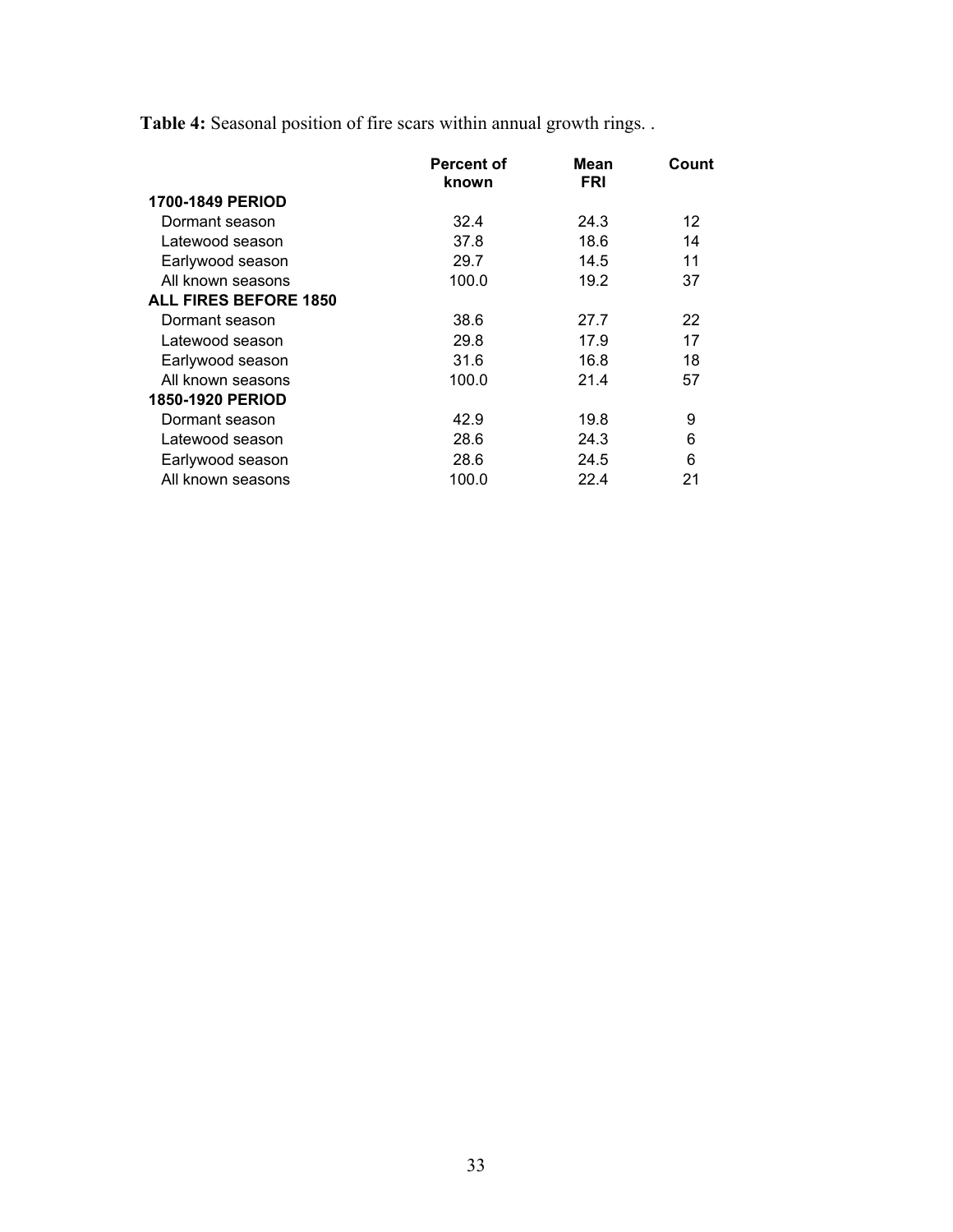**Table 4:** Seasonal position of fire scars within annual growth rings. .

| | Percent of known | Mean FRI | Count |
|---|---|---|---|
| **1700-1849 PERIOD** | | | |
| Dormant season | 32.4 | 24.3 | 12 |
| Latewood season | 37.8 | 18.6 | 14 |
| Earlywood season | 29.7 | 14.5 | 11 |
| All known seasons | 100.0 | 19.2 | 37 |
| **ALL FIRES BEFORE 1850** | | | |
| Dormant season | 38.6 | 27.7 | 22 |
| Latewood season | 29.8 | 17.9 | 17 |
| Earlywood season | 31.6 | 16.8 | 18 |
| All known seasons | 100.0 | 21.4 | 57 |
| **1850-1920 PERIOD** | | | |
| Dormant season | 42.9 | 19.8 | 9 |
| Latewood season | 28.6 | 24.3 | 6 |
| Earlywood season | 28.6 | 24.5 | 6 |
| All known seasons | 100.0 | 22.4 | 21 |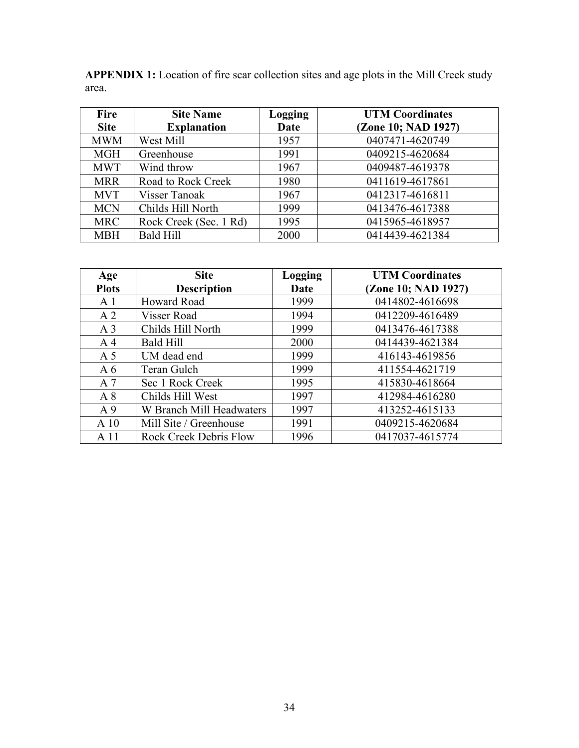**APPENDIX 1:** Location of fire scar collection sites and age plots in the Mill Creek study area.

| Fire Site | Site Name Explanation | Logging Date | UTM Coordinates (Zone 10; NAD 1927) |
|---|---|---|---|
| MWM | West Mill | 1957 | 0407471-4620749 |
| MGH | Greenhouse | 1991 | 0409215-4620684 |
| MWT | Wind throw | 1967 | 0409487-4619378 |
| MRR | Road to Rock Creek | 1980 | 0411619-4617861 |
| MVT | Visser Tanoak | 1967 | 0412317-4616811 |
| MCN | Childs Hill North | 1999 | 0413476-4617388 |
| MRC | Rock Creek (Sec. 1 Rd) | 1995 | 0415965-4618957 |
| MBH | Bald Hill | 2000 | 0414439-4621384 |

| Age Plots | Site Description | Logging Date | UTM Coordinates (Zone 10; NAD 1927) |
|---|---|---|---|
| A 1 | Howard Road | 1999 | 0414802-4616698 |
| A 2 | Visser Road | 1994 | 0412209-4616489 |
| A 3 | Childs Hill North | 1999 | 0413476-4617388 |
| A 4 | Bald Hill | 2000 | 0414439-4621384 |
| A 5 | UM dead end | 1999 | 416143-4619856 |
| A 6 | Teran Gulch | 1999 | 411554-4621719 |
| A 7 | Sec 1 Rock Creek | 1995 | 415830-4618664 |
| A 8 | Childs Hill West | 1997 | 412984-4616280 |
| A 9 | W Branch Mill Headwaters | 1997 | 413252-4615133 |
| A 10 | Mill Site / Greenhouse | 1991 | 0409215-4620684 |
| A 11 | Rock Creek Debris Flow | 1996 | 0417037-4615774 |